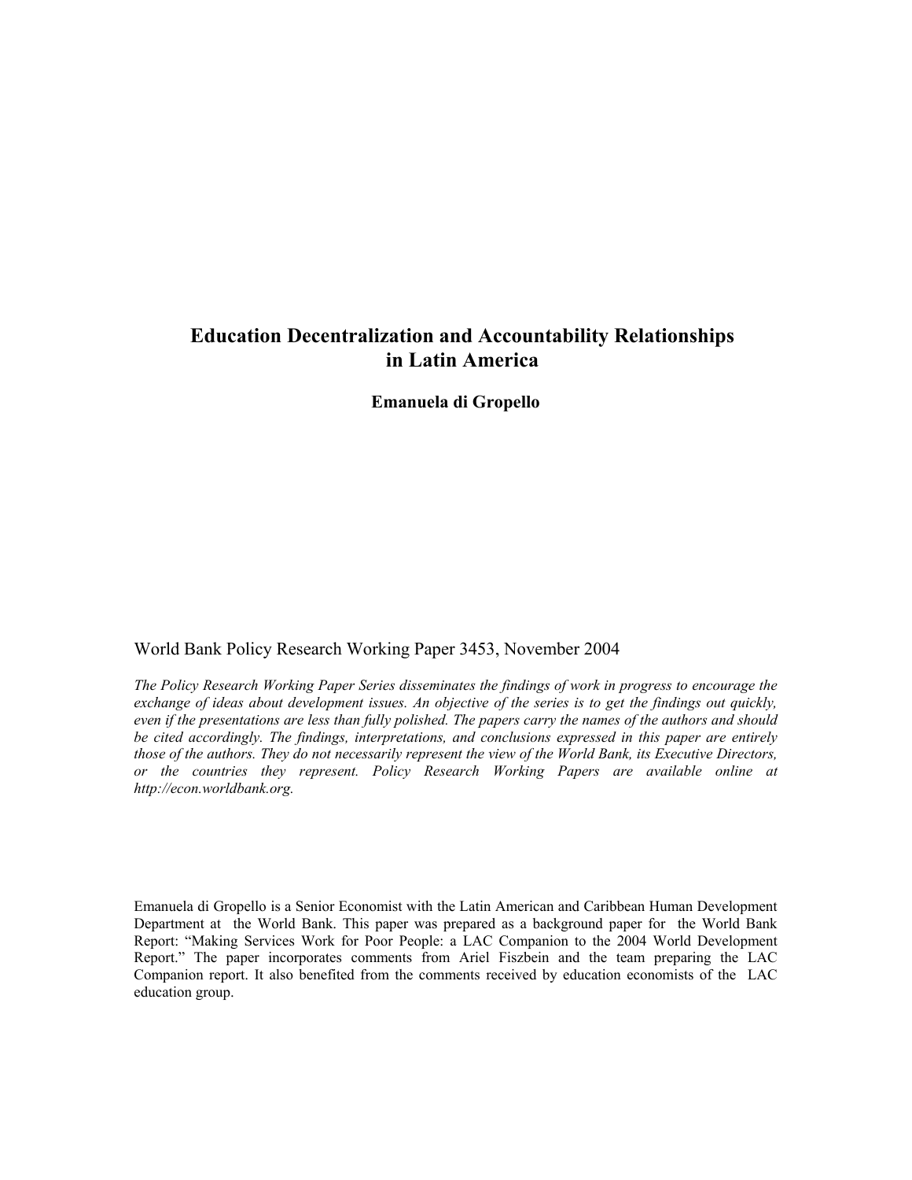# Education Decentralization and Accountability Relationships in Latin America

**Emanuela di Gropello**

World Bank Policy Research Working Paper 3453, November 2004

*The Policy Research Working Paper Series disseminates the findings of work in progress to encourage the exchange of ideas about development issues. An objective of the series is to get the findings out quickly, even if the presentations are less than fully polished. The papers carry the names of the authors and should be cited accordingly. The findings, interpretations, and conclusions expressed in this paper are entirely those of the authors. They do not necessarily represent the view of the World Bank, its Executive Directors, or the countries they represent. Policy Research Working Papers are available online at http://econ.worldbank.org.*

Emanuela di Gropello is a Senior Economist with the Latin American and Caribbean Human Development Department at the World Bank. This paper was prepared as a background paper for the World Bank Report: "Making Services Work for Poor People: a LAC Companion to the 2004 World Development Report." The paper incorporates comments from Ariel Fiszbein and the team preparing the LAC Companion report. It also benefited from the comments received by education economists of the LAC education group.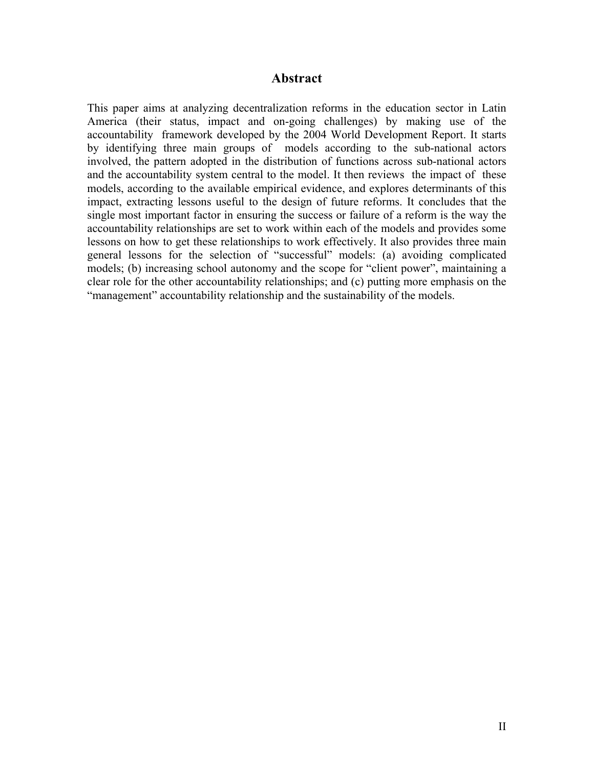## Abstract

This paper aims at analyzing decentralization reforms in the education sector in Latin America (their status, impact and on-going challenges) by making use of the accountability framework developed by the 2004 World Development Report. It starts by identifying three main groups of models according to the sub-national actors involved, the pattern adopted in the distribution of functions across sub-national actors and the accountability system central to the model. It then reviews the impact of these models, according to the available empirical evidence, and explores determinants of this impact, extracting lessons useful to the design of future reforms. It concludes that the single most important factor in ensuring the success or failure of a reform is the way the accountability relationships are set to work within each of the models and provides some lessons on how to get these relationships to work effectively. It also provides three main general lessons for the selection of "successful" models: (a) avoiding complicated models; (b) increasing school autonomy and the scope for "client power", maintaining a clear role for the other accountability relationships; and (c) putting more emphasis on the "management" accountability relationship and the sustainability of the models.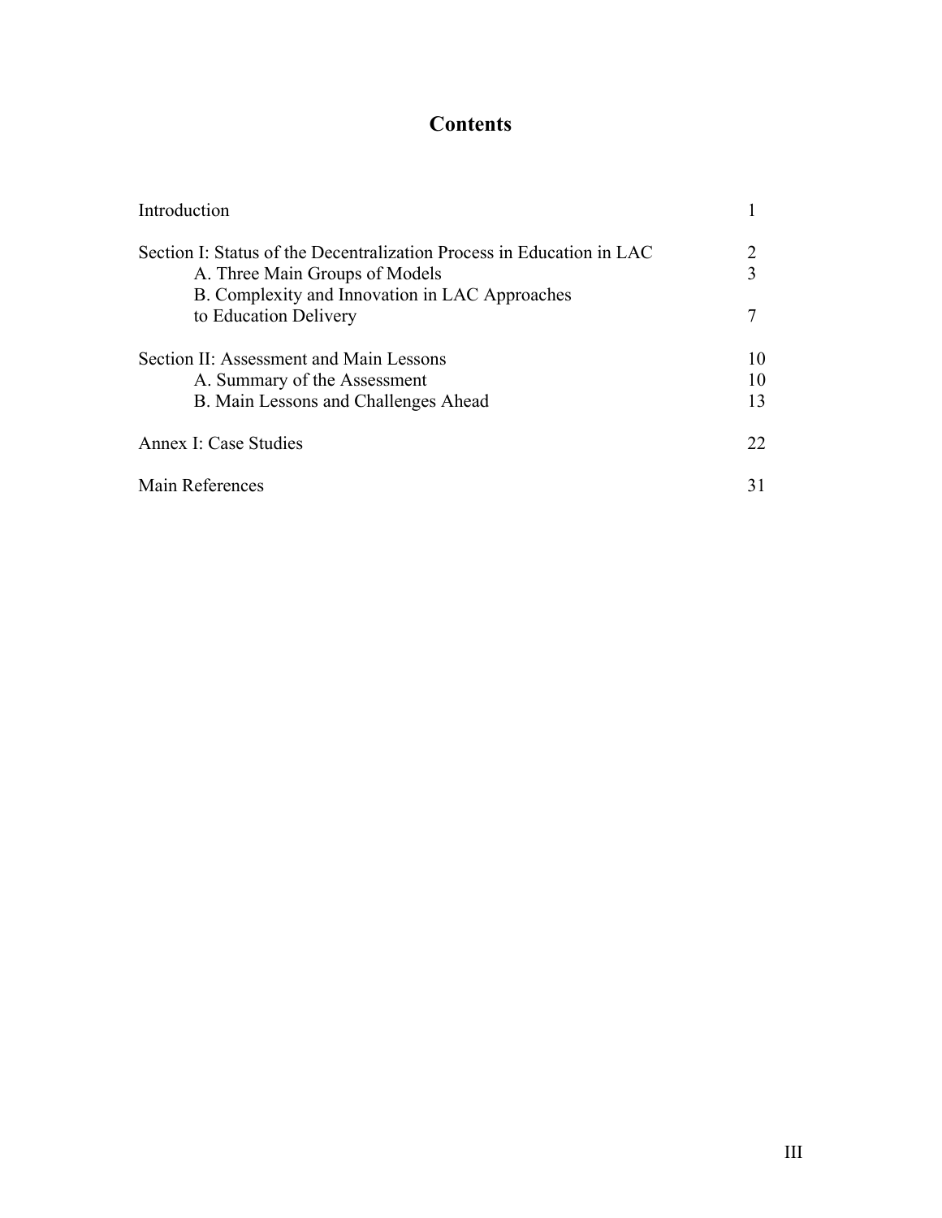# Contents

| | |
|---|---|
| Introduction | 1 |
| Section I: Status of the Decentralization Process in Education in LAC | 2 |
| A. Three Main Groups of Models | 3 |
| B. Complexity and Innovation in LAC Approaches to Education Delivery | 7 |
| Section II: Assessment and Main Lessons | 10 |
| A. Summary of the Assessment | 10 |
| B. Main Lessons and Challenges Ahead | 13 |
| Annex I: Case Studies | 22 |
| Main References | 31 |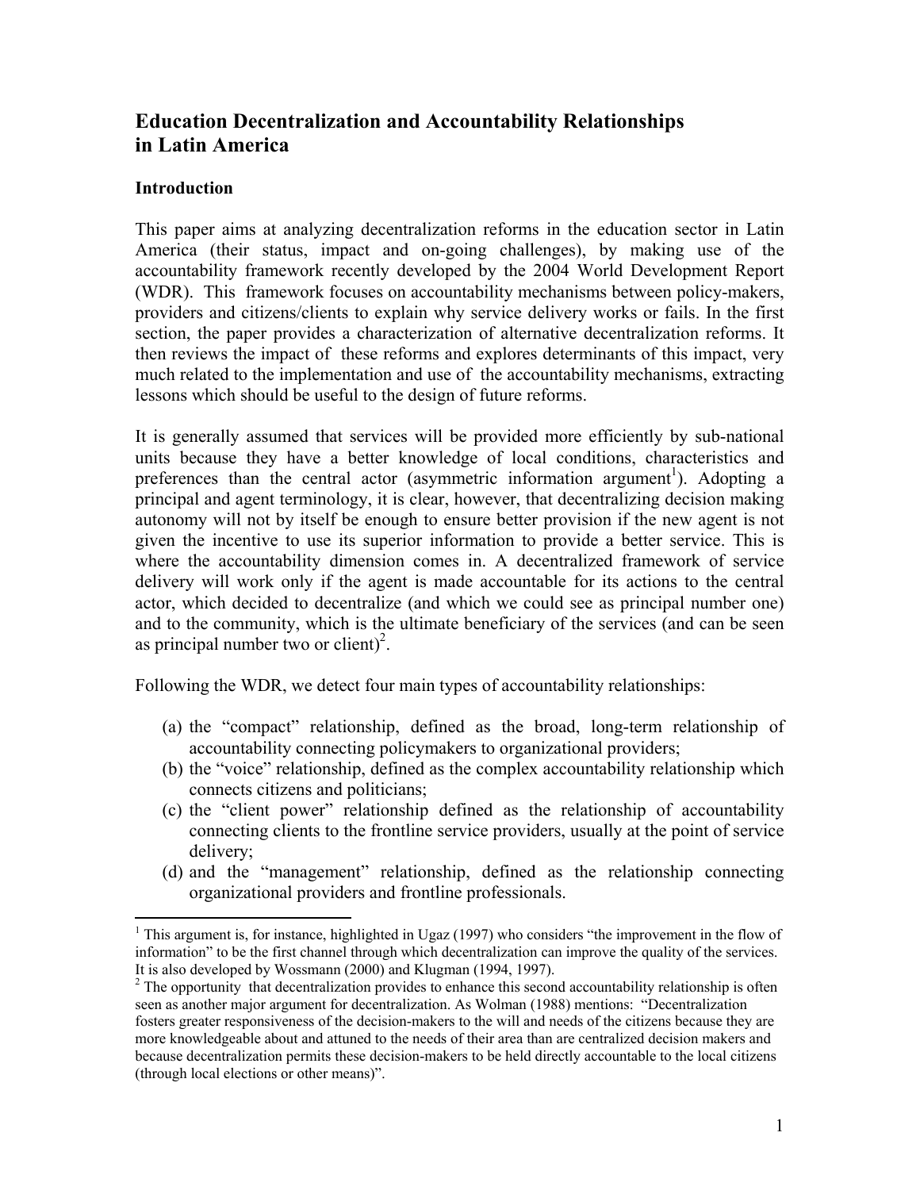# Education Decentralization and Accountability Relationships in Latin America

## Introduction

This paper aims at analyzing decentralization reforms in the education sector in Latin America (their status, impact and on-going challenges), by making use of the accountability framework recently developed by the 2004 World Development Report (WDR). This framework focuses on accountability mechanisms between policy-makers, providers and citizens/clients to explain why service delivery works or fails. In the first section, the paper provides a characterization of alternative decentralization reforms. It then reviews the impact of these reforms and explores determinants of this impact, very much related to the implementation and use of the accountability mechanisms, extracting lessons which should be useful to the design of future reforms.

It is generally assumed that services will be provided more efficiently by sub-national units because they have a better knowledge of local conditions, characteristics and preferences than the central actor (asymmetric information argument[1]). Adopting a principal and agent terminology, it is clear, however, that decentralizing decision making autonomy will not by itself be enough to ensure better provision if the new agent is not given the incentive to use its superior information to provide a better service. This is where the accountability dimension comes in. A decentralized framework of service delivery will work only if the agent is made accountable for its actions to the central actor, which decided to decentralize (and which we could see as principal number one) and to the community, which is the ultimate beneficiary of the services (and can be seen as principal number two or client)[2].

Following the WDR, we detect four main types of accountability relationships:

(a) the "compact" relationship, defined as the broad, long-term relationship of accountability connecting policymakers to organizational providers;
(b) the "voice" relationship, defined as the complex accountability relationship which connects citizens and politicians;
(c) the "client power" relationship defined as the relationship of accountability connecting clients to the frontline service providers, usually at the point of service delivery;
(d) and the "management" relationship, defined as the relationship connecting organizational providers and frontline professionals.

---

[1] This argument is, for instance, highlighted in Ugaz (1997) who considers "the improvement in the flow of information" to be the first channel through which decentralization can improve the quality of the services. It is also developed by Wossmann (2000) and Klugman (1994, 1997).

[2] The opportunity that decentralization provides to enhance this second accountability relationship is often seen as another major argument for decentralization. As Wolman (1988) mentions: "Decentralization fosters greater responsiveness of the decision-makers to the will and needs of the citizens because they are more knowledgeable about and attuned to the needs of their area than are centralized decision makers and because decentralization permits these decision-makers to be held directly accountable to the local citizens (through local elections or other means)".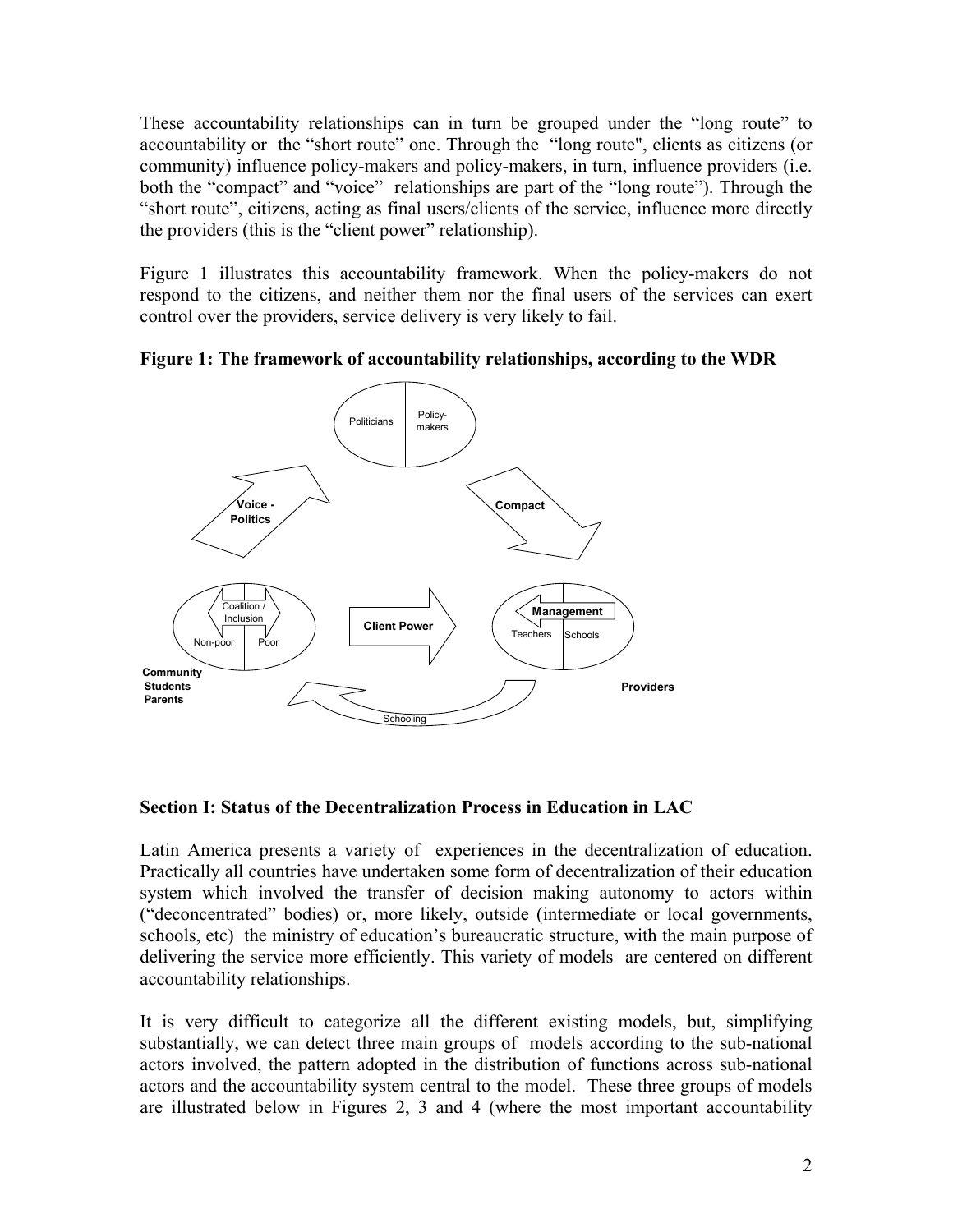These accountability relationships can in turn be grouped under the "long route" to accountability or the "short route" one. Through the "long route", clients as citizens (or community) influence policy-makers and policy-makers, in turn, influence providers (i.e. both the "compact" and "voice" relationships are part of the "long route"). Through the "short route", citizens, acting as final users/clients of the service, influence more directly the providers (this is the "client power" relationship).

Figure 1 illustrates this accountability framework. When the policy-makers do not respond to the citizens, and neither them nor the final users of the services can exert control over the providers, service delivery is very likely to fail.

**Figure 1: The framework of accountability relationships, according to the WDR**

## Section I: Status of the Decentralization Process in Education in LAC

Latin America presents a variety of experiences in the decentralization of education. Practically all countries have undertaken some form of decentralization of their education system which involved the transfer of decision making autonomy to actors within ("deconcentrated" bodies) or, more likely, outside (intermediate or local governments, schools, etc) the ministry of education's bureaucratic structure, with the main purpose of delivering the service more efficiently. This variety of models are centered on different accountability relationships.

It is very difficult to categorize all the different existing models, but, simplifying substantially, we can detect three main groups of models according to the sub-national actors involved, the pattern adopted in the distribution of functions across sub-national actors and the accountability system central to the model. These three groups of models are illustrated below in Figures 2, 3 and 4 (where the most important accountability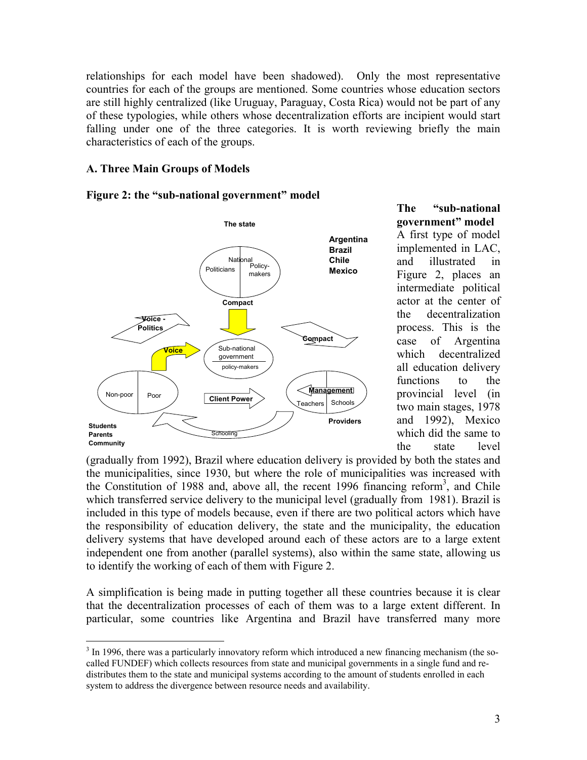relationships for each model have been shadowed). Only the most representative countries for each of the groups are mentioned. Some countries whose education sectors are still highly centralized (like Uruguay, Paraguay, Costa Rica) would not be part of any of these typologies, while others whose decentralization efforts are incipient would start falling under one of the three categories. It is worth reviewing briefly the main characteristics of each of the groups.

### A. Three Main Groups of Models

**Figure 2: the "sub-national government" model**

The state

Argentina
Brazil
Chile
Mexico

National
Politicians | Policy-makers

Compact

Voice - Politics

Compact

Voice

Sub-national government
policy-makers

Non-poor | Poor

Client Power

Management
Teachers | Schools

Providers

Schooling

Students
Parents
Community

**The "sub-national government" model**
A first type of model implemented in LAC, and illustrated in Figure 2, places an intermediate political actor at the center of the decentralization process. This is the case of Argentina which decentralized all education delivery functions to the provincial level (in two main stages, 1978 and 1992), Mexico which did the same to the state level (gradually from 1992), Brazil where education delivery is provided by both the states and the municipalities, since 1930, but where the role of municipalities was increased with the Constitution of 1988 and, above all, the recent 1996 financing reform[3], and Chile which transferred service delivery to the municipal level (gradually from 1981). Brazil is included in this type of models because, even if there are two political actors which have the responsibility of education delivery, the state and the municipality, the education delivery systems that have developed around each of these actors are to a large extent independent one from another (parallel systems), also within the same state, allowing us to identify the working of each of them with Figure 2.

A simplification is being made in putting together all these countries because it is clear that the decentralization processes of each of them was to a large extent different. In particular, some countries like Argentina and Brazil have transferred many more

[3] In 1996, there was a particularly innovatory reform which introduced a new financing mechanism (the so-called FUNDEF) which collects resources from state and municipal governments in a single fund and re-distributes them to the state and municipal systems according to the amount of students enrolled in each system to address the divergence between resource needs and availability.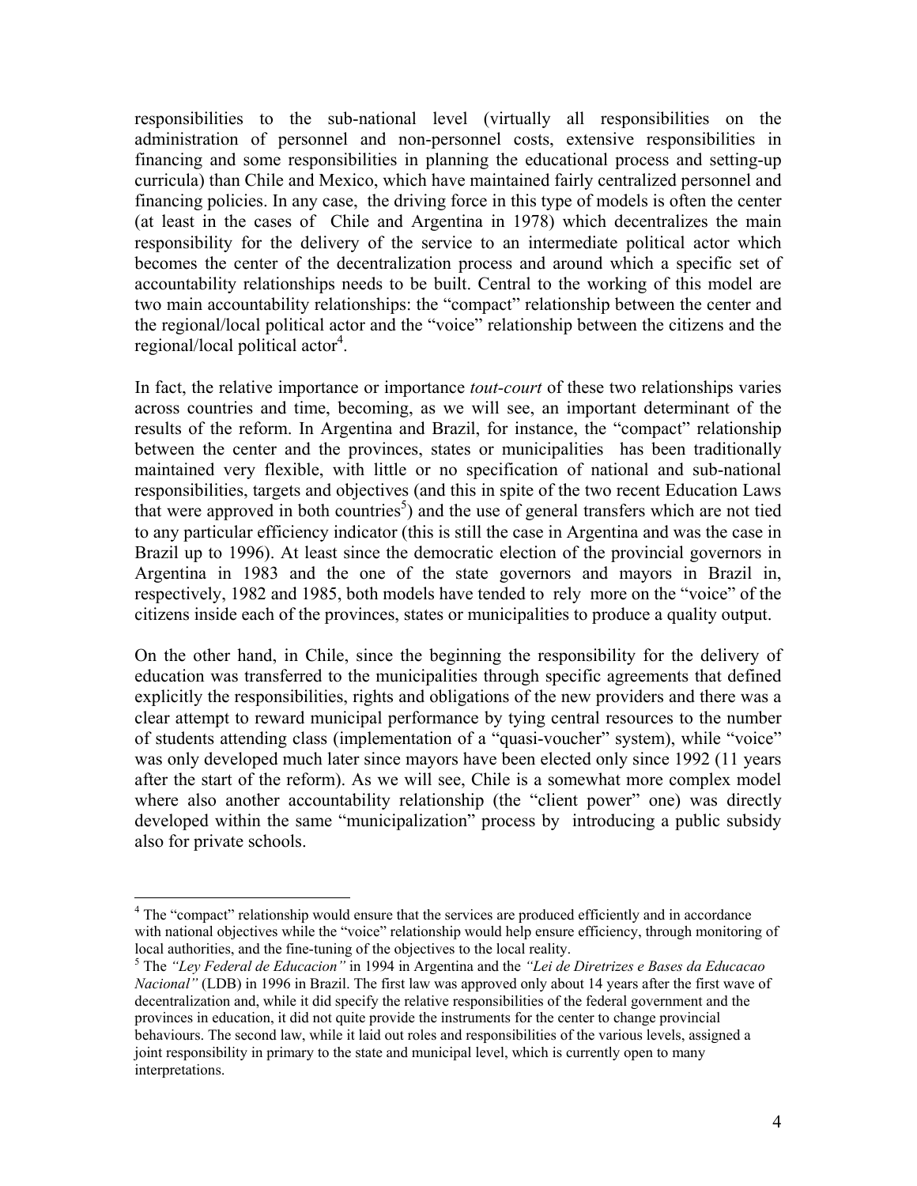responsibilities to the sub-national level (virtually all responsibilities on the administration of personnel and non-personnel costs, extensive responsibilities in financing and some responsibilities in planning the educational process and setting-up curricula) than Chile and Mexico, which have maintained fairly centralized personnel and financing policies. In any case, the driving force in this type of models is often the center (at least in the cases of Chile and Argentina in 1978) which decentralizes the main responsibility for the delivery of the service to an intermediate political actor which becomes the center of the decentralization process and around which a specific set of accountability relationships needs to be built. Central to the working of this model are two main accountability relationships: the "compact" relationship between the center and the regional/local political actor and the "voice" relationship between the citizens and the regional/local political actor[4].

In fact, the relative importance or importance *tout-court* of these two relationships varies across countries and time, becoming, as we will see, an important determinant of the results of the reform. In Argentina and Brazil, for instance, the "compact" relationship between the center and the provinces, states or municipalities has been traditionally maintained very flexible, with little or no specification of national and sub-national responsibilities, targets and objectives (and this in spite of the two recent Education Laws that were approved in both countries[5]) and the use of general transfers which are not tied to any particular efficiency indicator (this is still the case in Argentina and was the case in Brazil up to 1996). At least since the democratic election of the provincial governors in Argentina in 1983 and the one of the state governors and mayors in Brazil in, respectively, 1982 and 1985, both models have tended to rely more on the "voice" of the citizens inside each of the provinces, states or municipalities to produce a quality output.

On the other hand, in Chile, since the beginning the responsibility for the delivery of education was transferred to the municipalities through specific agreements that defined explicitly the responsibilities, rights and obligations of the new providers and there was a clear attempt to reward municipal performance by tying central resources to the number of students attending class (implementation of a "quasi-voucher" system), while "voice" was only developed much later since mayors have been elected only since 1992 (11 years after the start of the reform). As we will see, Chile is a somewhat more complex model where also another accountability relationship (the "client power" one) was directly developed within the same "municipalization" process by introducing a public subsidy also for private schools.

---

[4] The "compact" relationship would ensure that the services are produced efficiently and in accordance with national objectives while the "voice" relationship would help ensure efficiency, through monitoring of local authorities, and the fine-tuning of the objectives to the local reality.

[5] The *"Ley Federal de Educacion"* in 1994 in Argentina and the *"Lei de Diretrizes e Bases da Educacao Nacional"* (LDB) in 1996 in Brazil. The first law was approved only about 14 years after the first wave of decentralization and, while it did specify the relative responsibilities of the federal government and the provinces in education, it did not quite provide the instruments for the center to change provincial behaviours. The second law, while it laid out roles and responsibilities of the various levels, assigned a joint responsibility in primary to the state and municipal level, which is currently open to many interpretations.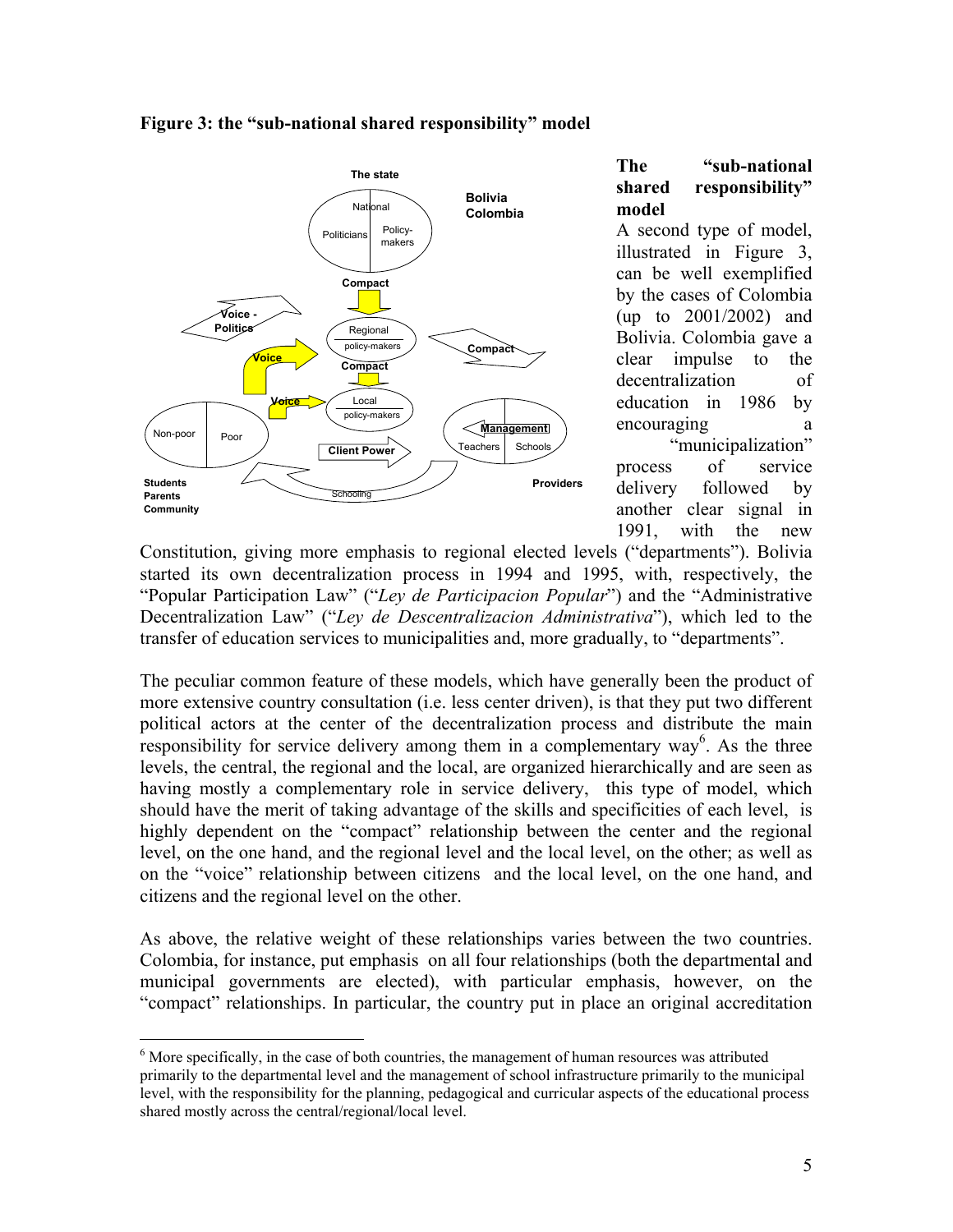**Figure 3: the "sub-national shared responsibility" model**

### The "sub-national shared responsibility" model

A second type of model, illustrated in Figure 3, can be well exemplified by the cases of Colombia (up to 2001/2002) and Bolivia. Colombia gave a clear impulse to the decentralization of education in 1986 by encouraging a "municipalization" process of service delivery followed by another clear signal in 1991, with the new Constitution, giving more emphasis to regional elected levels ("departments"). Bolivia started its own decentralization process in 1994 and 1995, with, respectively, the "Popular Participation Law" ("*Ley de Participacion Popular*") and the "Administrative Decentralization Law" ("*Ley de Descentralizacion Administrativa*"), which led to the transfer of education services to municipalities and, more gradually, to "departments".

The peculiar common feature of these models, which have generally been the product of more extensive country consultation (i.e. less center driven), is that they put two different political actors at the center of the decentralization process and distribute the main responsibility for service delivery among them in a complementary way[6]. As the three levels, the central, the regional and the local, are organized hierarchically and are seen as having mostly a complementary role in service delivery, this type of model, which should have the merit of taking advantage of the skills and specificities of each level, is highly dependent on the "compact" relationship between the center and the regional level, on the one hand, and the regional level and the local level, on the other; as well as on the "voice" relationship between citizens and the local level, on the one hand, and citizens and the regional level on the other.

As above, the relative weight of these relationships varies between the two countries. Colombia, for instance, put emphasis on all four relationships (both the departmental and municipal governments are elected), with particular emphasis, however, on the "compact" relationships. In particular, the country put in place an original accreditation

[6] More specifically, in the case of both countries, the management of human resources was attributed primarily to the departmental level and the management of school infrastructure primarily to the municipal level, with the responsibility for the planning, pedagogical and curricular aspects of the educational process shared mostly across the central/regional/local level.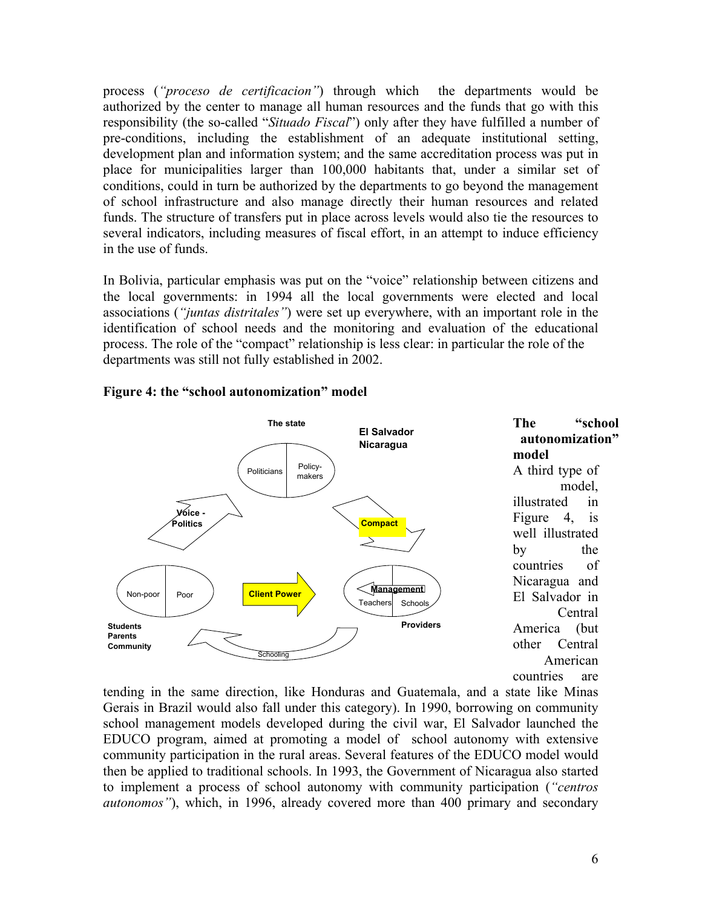process (*"proceso de certificacion"*) through which the departments would be authorized by the center to manage all human resources and the funds that go with this responsibility (the so-called "*Situado Fiscal*") only after they have fulfilled a number of pre-conditions, including the establishment of an adequate institutional setting, development plan and information system; and the same accreditation process was put in place for municipalities larger than 100,000 habitants that, under a similar set of conditions, could in turn be authorized by the departments to go beyond the management of school infrastructure and also manage directly their human resources and related funds. The structure of transfers put in place across levels would also tie the resources to several indicators, including measures of fiscal effort, in an attempt to induce efficiency in the use of funds.

In Bolivia, particular emphasis was put on the "voice" relationship between citizens and the local governments: in 1994 all the local governments were elected and local associations (*"juntas distritales"*) were set up everywhere, with an important role in the identification of school needs and the monitoring and evaluation of the educational process. The role of the "compact" relationship is less clear: in particular the role of the departments was still not fully established in 2002.

**Figure 4: the "school autonomization" model**

The state: Politicians | Policy-makers

El Salvador
Nicaragua

Voice - Politics

Compact

Non-poor | Poor

Client Power

Management
Teachers | Schools

Students
Parents
Community

Providers

Schooling

**The "school autonomization" model**

A third type of model, illustrated in Figure 4, is well illustrated by the countries of Nicaragua and El Salvador in Central America (but other Central American countries are tending in the same direction, like Honduras and Guatemala, and a state like Minas Gerais in Brazil would also fall under this category). In 1990, borrowing on community school management models developed during the civil war, El Salvador launched the EDUCO program, aimed at promoting a model of school autonomy with extensive community participation in the rural areas. Several features of the EDUCO model would then be applied to traditional schools. In 1993, the Government of Nicaragua also started to implement a process of school autonomy with community participation (*"centros autonomos"*), which, in 1996, already covered more than 400 primary and secondary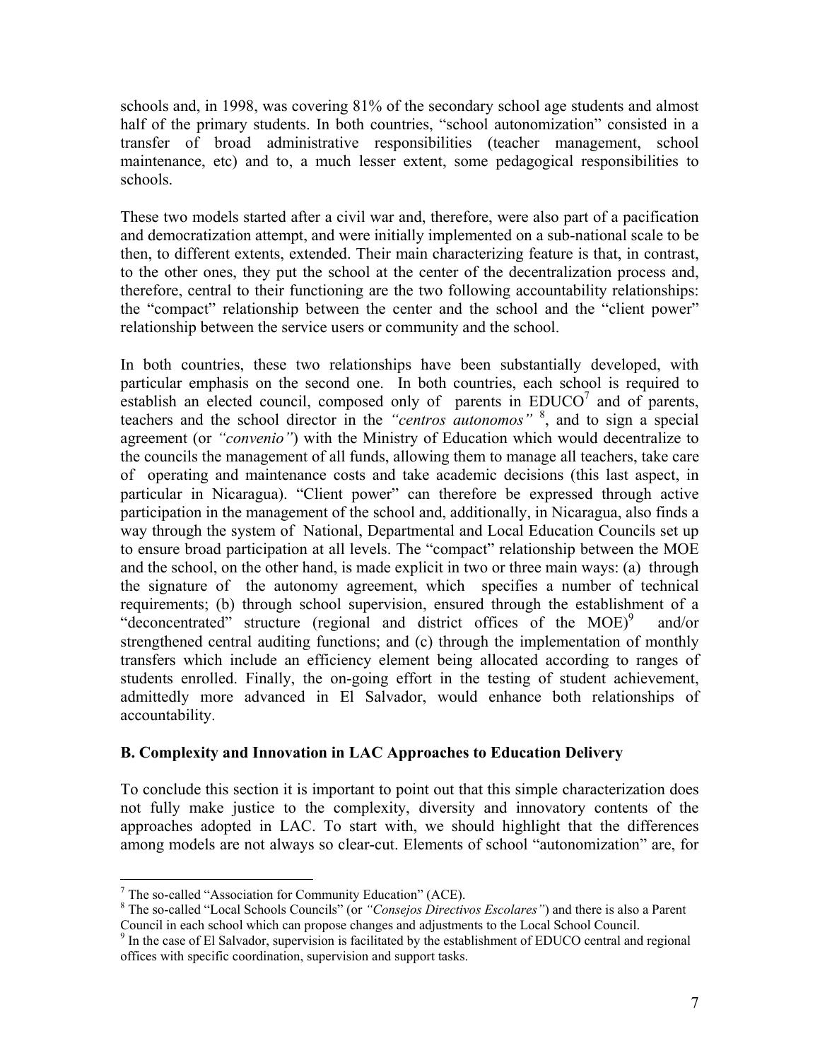schools and, in 1998, was covering 81% of the secondary school age students and almost half of the primary students. In both countries, "school autonomization" consisted in a transfer of broad administrative responsibilities (teacher management, school maintenance, etc) and to, a much lesser extent, some pedagogical responsibilities to schools.

These two models started after a civil war and, therefore, were also part of a pacification and democratization attempt, and were initially implemented on a sub-national scale to be then, to different extents, extended. Their main characterizing feature is that, in contrast, to the other ones, they put the school at the center of the decentralization process and, therefore, central to their functioning are the two following accountability relationships: the "compact" relationship between the center and the school and the "client power" relationship between the service users or community and the school.

In both countries, these two relationships have been substantially developed, with particular emphasis on the second one. In both countries, each school is required to establish an elected council, composed only of parents in EDUCO[7] and of parents, teachers and the school director in the *"centros autonomos"* [8], and to sign a special agreement (or *"convenio"*) with the Ministry of Education which would decentralize to the councils the management of all funds, allowing them to manage all teachers, take care of operating and maintenance costs and take academic decisions (this last aspect, in particular in Nicaragua). "Client power" can therefore be expressed through active participation in the management of the school and, additionally, in Nicaragua, also finds a way through the system of National, Departmental and Local Education Councils set up to ensure broad participation at all levels. The "compact" relationship between the MOE and the school, on the other hand, is made explicit in two or three main ways: (a) through the signature of the autonomy agreement, which specifies a number of technical requirements; (b) through school supervision, ensured through the establishment of a "deconcentrated" structure (regional and district offices of the MOE)[9] and/or strengthened central auditing functions; and (c) through the implementation of monthly transfers which include an efficiency element being allocated according to ranges of students enrolled. Finally, the on-going effort in the testing of student achievement, admittedly more advanced in El Salvador, would enhance both relationships of accountability.

### B. Complexity and Innovation in LAC Approaches to Education Delivery

To conclude this section it is important to point out that this simple characterization does not fully make justice to the complexity, diversity and innovatory contents of the approaches adopted in LAC. To start with, we should highlight that the differences among models are not always so clear-cut. Elements of school "autonomization" are, for

---

[7] The so-called "Association for Community Education" (ACE).

[8] The so-called "Local Schools Councils" (or *"Consejos Directivos Escolares"*) and there is also a Parent Council in each school which can propose changes and adjustments to the Local School Council.

[9] In the case of El Salvador, supervision is facilitated by the establishment of EDUCO central and regional offices with specific coordination, supervision and support tasks.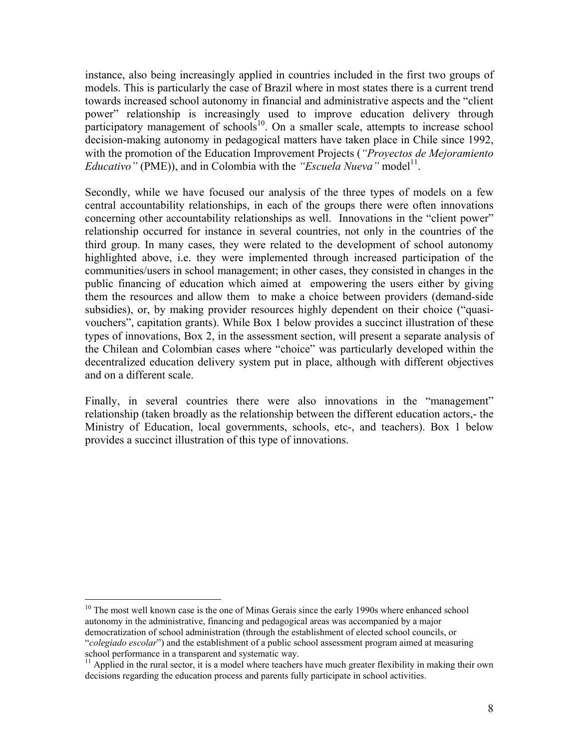instance, also being increasingly applied in countries included in the first two groups of models. This is particularly the case of Brazil where in most states there is a current trend towards increased school autonomy in financial and administrative aspects and the "client power" relationship is increasingly used to improve education delivery through participatory management of schools[10]. On a smaller scale, attempts to increase school decision-making autonomy in pedagogical matters have taken place in Chile since 1992, with the promotion of the Education Improvement Projects (*"Proyectos de Mejoramiento Educativo"* (PME)), and in Colombia with the *"Escuela Nueva"* model[11].

Secondly, while we have focused our analysis of the three types of models on a few central accountability relationships, in each of the groups there were often innovations concerning other accountability relationships as well. Innovations in the "client power" relationship occurred for instance in several countries, not only in the countries of the third group. In many cases, they were related to the development of school autonomy highlighted above, i.e. they were implemented through increased participation of the communities/users in school management; in other cases, they consisted in changes in the public financing of education which aimed at empowering the users either by giving them the resources and allow them to make a choice between providers (demand-side subsidies), or, by making provider resources highly dependent on their choice ("quasi-vouchers", capitation grants). While Box 1 below provides a succinct illustration of these types of innovations, Box 2, in the assessment section, will present a separate analysis of the Chilean and Colombian cases where "choice" was particularly developed within the decentralized education delivery system put in place, although with different objectives and on a different scale.

Finally, in several countries there were also innovations in the "management" relationship (taken broadly as the relationship between the different education actors,- the Ministry of Education, local governments, schools, etc-, and teachers). Box 1 below provides a succinct illustration of this type of innovations.

---

[10] The most well known case is the one of Minas Gerais since the early 1990s where enhanced school autonomy in the administrative, financing and pedagogical areas was accompanied by a major democratization of school administration (through the establishment of elected school councils, or "*colegiado escolar*") and the establishment of a public school assessment program aimed at measuring school performance in a transparent and systematic way.

[11] Applied in the rural sector, it is a model where teachers have much greater flexibility in making their own decisions regarding the education process and parents fully participate in school activities.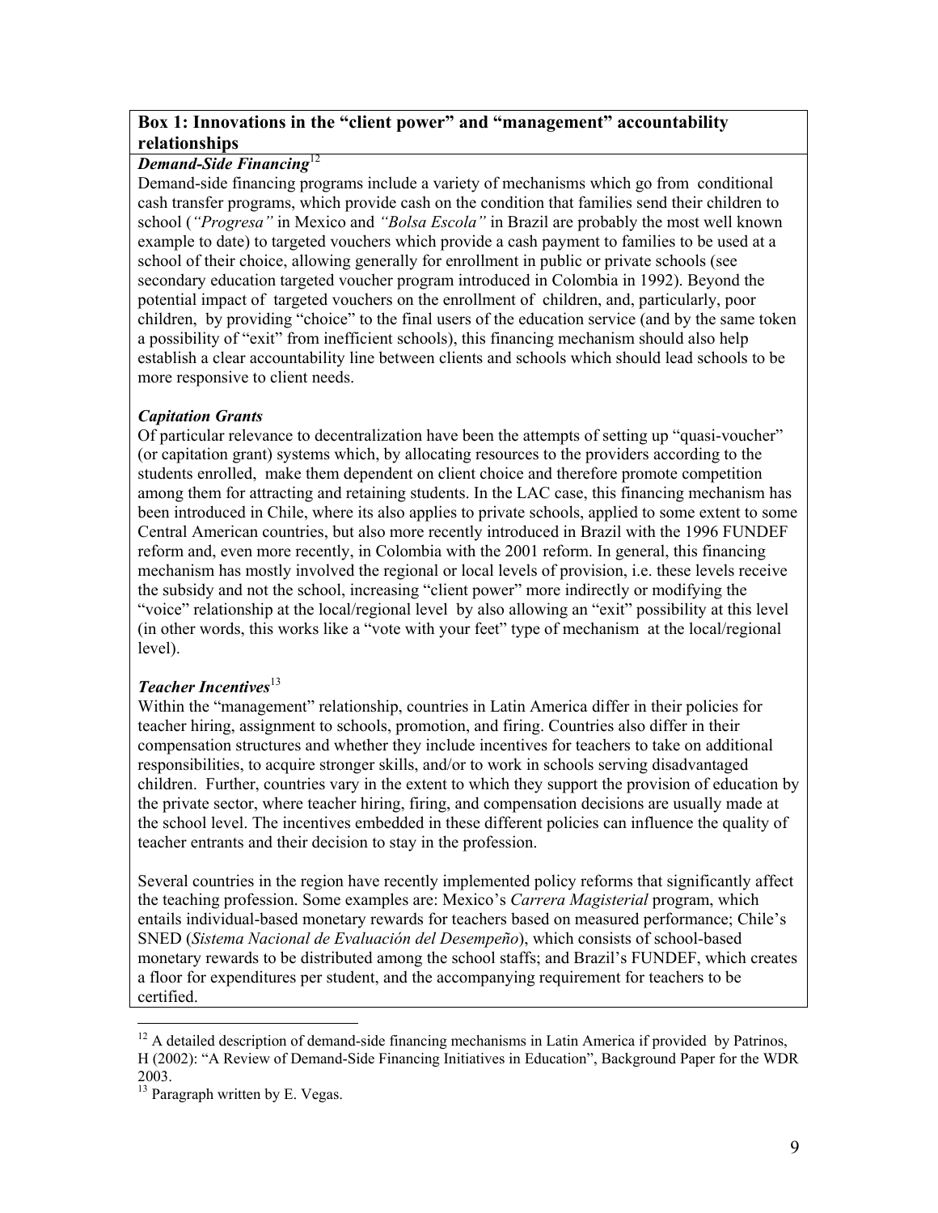### Box 1: Innovations in the "client power" and "management" accountability relationships

***Demand-Side Financing***[12]

Demand-side financing programs include a variety of mechanisms which go from conditional cash transfer programs, which provide cash on the condition that families send their children to school (*"Progresa"* in Mexico and *"Bolsa Escola"* in Brazil are probably the most well known example to date) to targeted vouchers which provide a cash payment to families to be used at a school of their choice, allowing generally for enrollment in public or private schools (see secondary education targeted voucher program introduced in Colombia in 1992). Beyond the potential impact of targeted vouchers on the enrollment of children, and, particularly, poor children, by providing "choice" to the final users of the education service (and by the same token a possibility of "exit" from inefficient schools), this financing mechanism should also help establish a clear accountability line between clients and schools which should lead schools to be more responsive to client needs.

***Capitation Grants***

Of particular relevance to decentralization have been the attempts of setting up "quasi-voucher" (or capitation grant) systems which, by allocating resources to the providers according to the students enrolled, make them dependent on client choice and therefore promote competition among them for attracting and retaining students. In the LAC case, this financing mechanism has been introduced in Chile, where its also applies to private schools, applied to some extent to some Central American countries, but also more recently introduced in Brazil with the 1996 FUNDEF reform and, even more recently, in Colombia with the 2001 reform. In general, this financing mechanism has mostly involved the regional or local levels of provision, i.e. these levels receive the subsidy and not the school, increasing "client power" more indirectly or modifying the "voice" relationship at the local/regional level by also allowing an "exit" possibility at this level (in other words, this works like a "vote with your feet" type of mechanism at the local/regional level).

***Teacher Incentives***[13]

Within the "management" relationship, countries in Latin America differ in their policies for teacher hiring, assignment to schools, promotion, and firing. Countries also differ in their compensation structures and whether they include incentives for teachers to take on additional responsibilities, to acquire stronger skills, and/or to work in schools serving disadvantaged children. Further, countries vary in the extent to which they support the provision of education by the private sector, where teacher hiring, firing, and compensation decisions are usually made at the school level. The incentives embedded in these different policies can influence the quality of teacher entrants and their decision to stay in the profession.

Several countries in the region have recently implemented policy reforms that significantly affect the teaching profession. Some examples are: Mexico's *Carrera Magisterial* program, which entails individual-based monetary rewards for teachers based on measured performance; Chile's SNED (*Sistema Nacional de Evaluación del Desempeño*), which consists of school-based monetary rewards to be distributed among the school staffs; and Brazil's FUNDEF, which creates a floor for expenditures per student, and the accompanying requirement for teachers to be certified.

---

[12] A detailed description of demand-side financing mechanisms in Latin America if provided by Patrinos, H (2002): "A Review of Demand-Side Financing Initiatives in Education", Background Paper for the WDR 2003.

[13] Paragraph written by E. Vegas.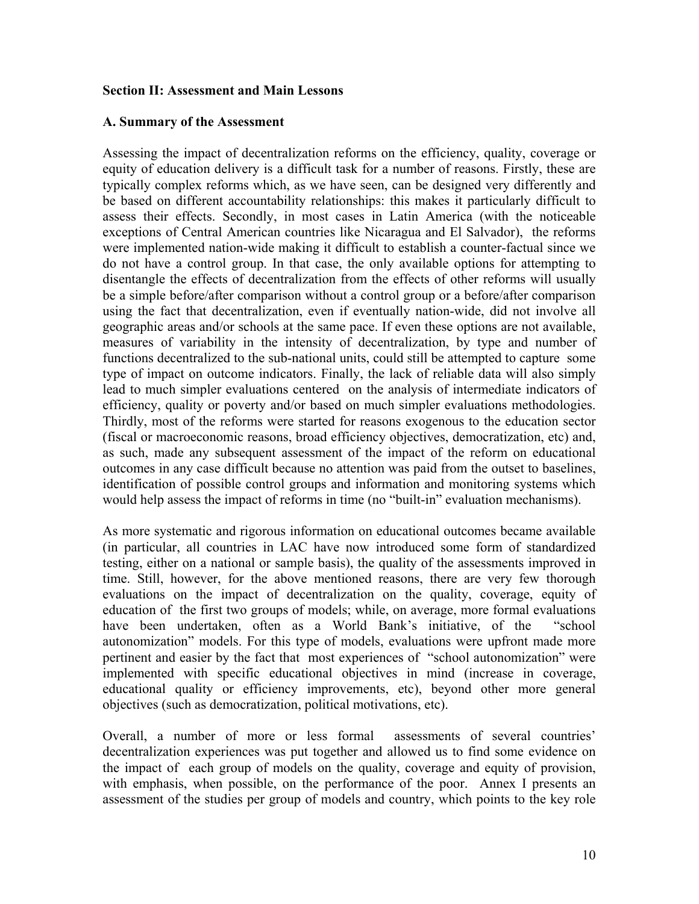### Section II: Assessment and Main Lessons

### A. Summary of the Assessment

Assessing the impact of decentralization reforms on the efficiency, quality, coverage or equity of education delivery is a difficult task for a number of reasons. Firstly, these are typically complex reforms which, as we have seen, can be designed very differently and be based on different accountability relationships: this makes it particularly difficult to assess their effects. Secondly, in most cases in Latin America (with the noticeable exceptions of Central American countries like Nicaragua and El Salvador), the reforms were implemented nation-wide making it difficult to establish a counter-factual since we do not have a control group. In that case, the only available options for attempting to disentangle the effects of decentralization from the effects of other reforms will usually be a simple before/after comparison without a control group or a before/after comparison using the fact that decentralization, even if eventually nation-wide, did not involve all geographic areas and/or schools at the same pace. If even these options are not available, measures of variability in the intensity of decentralization, by type and number of functions decentralized to the sub-national units, could still be attempted to capture some type of impact on outcome indicators. Finally, the lack of reliable data will also simply lead to much simpler evaluations centered on the analysis of intermediate indicators of efficiency, quality or poverty and/or based on much simpler evaluations methodologies. Thirdly, most of the reforms were started for reasons exogenous to the education sector (fiscal or macroeconomic reasons, broad efficiency objectives, democratization, etc) and, as such, made any subsequent assessment of the impact of the reform on educational outcomes in any case difficult because no attention was paid from the outset to baselines, identification of possible control groups and information and monitoring systems which would help assess the impact of reforms in time (no "built-in" evaluation mechanisms).

As more systematic and rigorous information on educational outcomes became available (in particular, all countries in LAC have now introduced some form of standardized testing, either on a national or sample basis), the quality of the assessments improved in time. Still, however, for the above mentioned reasons, there are very few thorough evaluations on the impact of decentralization on the quality, coverage, equity of education of the first two groups of models; while, on average, more formal evaluations have been undertaken, often as a World Bank's initiative, of the "school autonomization" models. For this type of models, evaluations were upfront made more pertinent and easier by the fact that most experiences of "school autonomization" were implemented with specific educational objectives in mind (increase in coverage, educational quality or efficiency improvements, etc), beyond other more general objectives (such as democratization, political motivations, etc).

Overall, a number of more or less formal assessments of several countries' decentralization experiences was put together and allowed us to find some evidence on the impact of each group of models on the quality, coverage and equity of provision, with emphasis, when possible, on the performance of the poor. Annex I presents an assessment of the studies per group of models and country, which points to the key role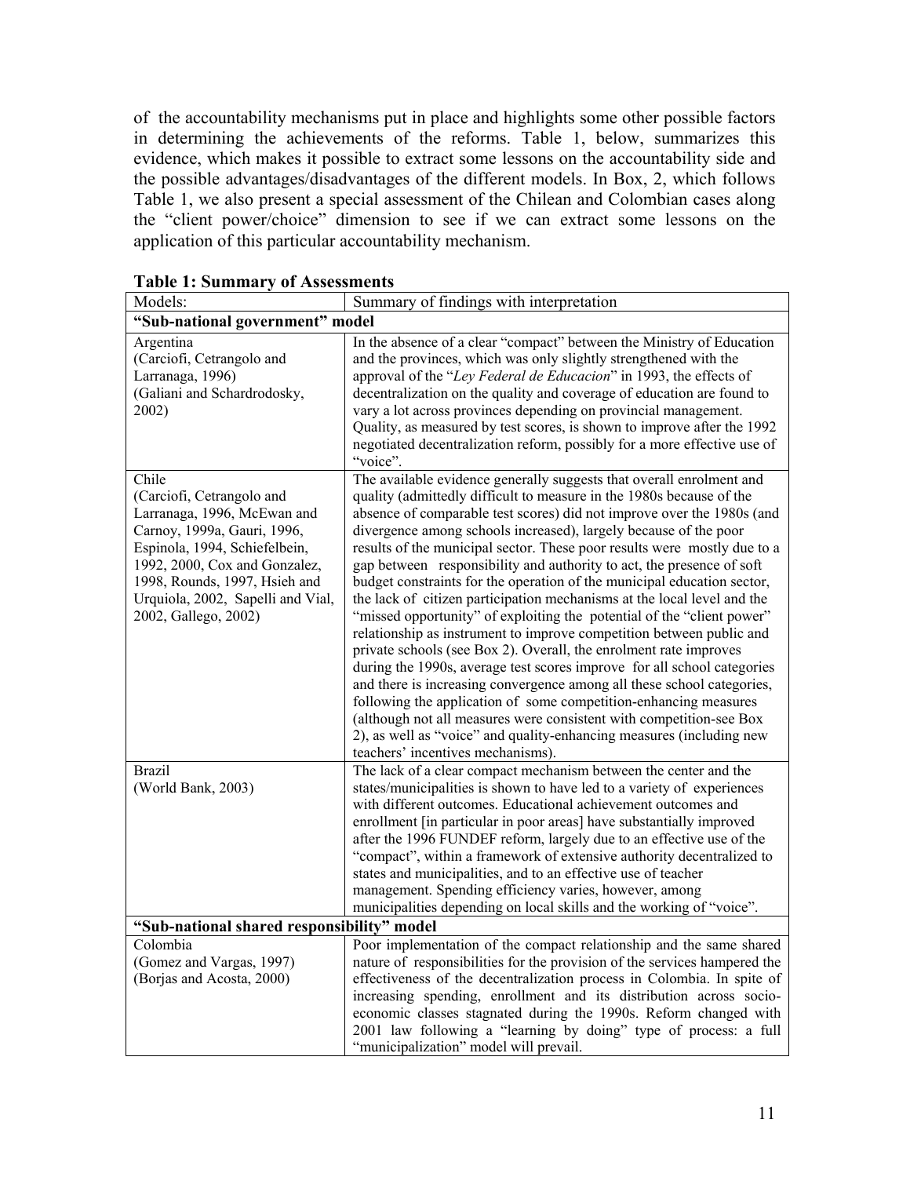of the accountability mechanisms put in place and highlights some other possible factors in determining the achievements of the reforms. Table 1, below, summarizes this evidence, which makes it possible to extract some lessons on the accountability side and the possible advantages/disadvantages of the different models. In Box, 2, which follows Table 1, we also present a special assessment of the Chilean and Colombian cases along the "client power/choice" dimension to see if we can extract some lessons on the application of this particular accountability mechanism.

**Table 1: Summary of Assessments**

| Models: | Summary of findings with interpretation |
|---|---|
| **"Sub-national government" model** | |
| Argentina (Carciofi, Cetrangolo and Larranaga, 1996) (Galiani and Schardrodosky, 2002) | In the absence of a clear "compact" between the Ministry of Education and the provinces, which was only slightly strengthened with the approval of the "*Ley Federal de Educacion*" in 1993, the effects of decentralization on the quality and coverage of education are found to vary a lot across provinces depending on provincial management. Quality, as measured by test scores, is shown to improve after the 1992 negotiated decentralization reform, possibly for a more effective use of "voice". |
| Chile (Carciofi, Cetrangolo and Larranaga, 1996, McEwan and Carnoy, 1999a, Gauri, 1996, Espinola, 1994, Schiefelbein, 1992, 2000, Cox and Gonzalez, 1998, Rounds, 1997, Hsieh and Urquiola, 2002, Sapelli and Vial, 2002, Gallego, 2002) | The available evidence generally suggests that overall enrolment and quality (admittedly difficult to measure in the 1980s because of the absence of comparable test scores) did not improve over the 1980s (and divergence among schools increased), largely because of the poor results of the municipal sector. These poor results were mostly due to a gap between responsibility and authority to act, the presence of soft budget constraints for the operation of the municipal education sector, the lack of citizen participation mechanisms at the local level and the "missed opportunity" of exploiting the potential of the "client power" relationship as instrument to improve competition between public and private schools (see Box 2). Overall, the enrolment rate improves during the 1990s, average test scores improve for all school categories and there is increasing convergence among all these school categories, following the application of some competition-enhancing measures (although not all measures were consistent with competition-see Box 2), as well as "voice" and quality-enhancing measures (including new teachers' incentives mechanisms). |
| Brazil (World Bank, 2003) | The lack of a clear compact mechanism between the center and the states/municipalities is shown to have led to a variety of experiences with different outcomes. Educational achievement outcomes and enrollment [in particular in poor areas] have substantially improved after the 1996 FUNDEF reform, largely due to an effective use of the "compact", within a framework of extensive authority decentralized to states and municipalities, and to an effective use of teacher management. Spending efficiency varies, however, among municipalities depending on local skills and the working of "voice". |
| **"Sub-national shared responsibility" model** | |
| Colombia (Gomez and Vargas, 1997) (Borjas and Acosta, 2000) | Poor implementation of the compact relationship and the same shared nature of responsibilities for the provision of the services hampered the effectiveness of the decentralization process in Colombia. In spite of increasing spending, enrollment and its distribution across socio-economic classes stagnated during the 1990s. Reform changed with 2001 law following a "learning by doing" type of process: a full "municipalization" model will prevail. |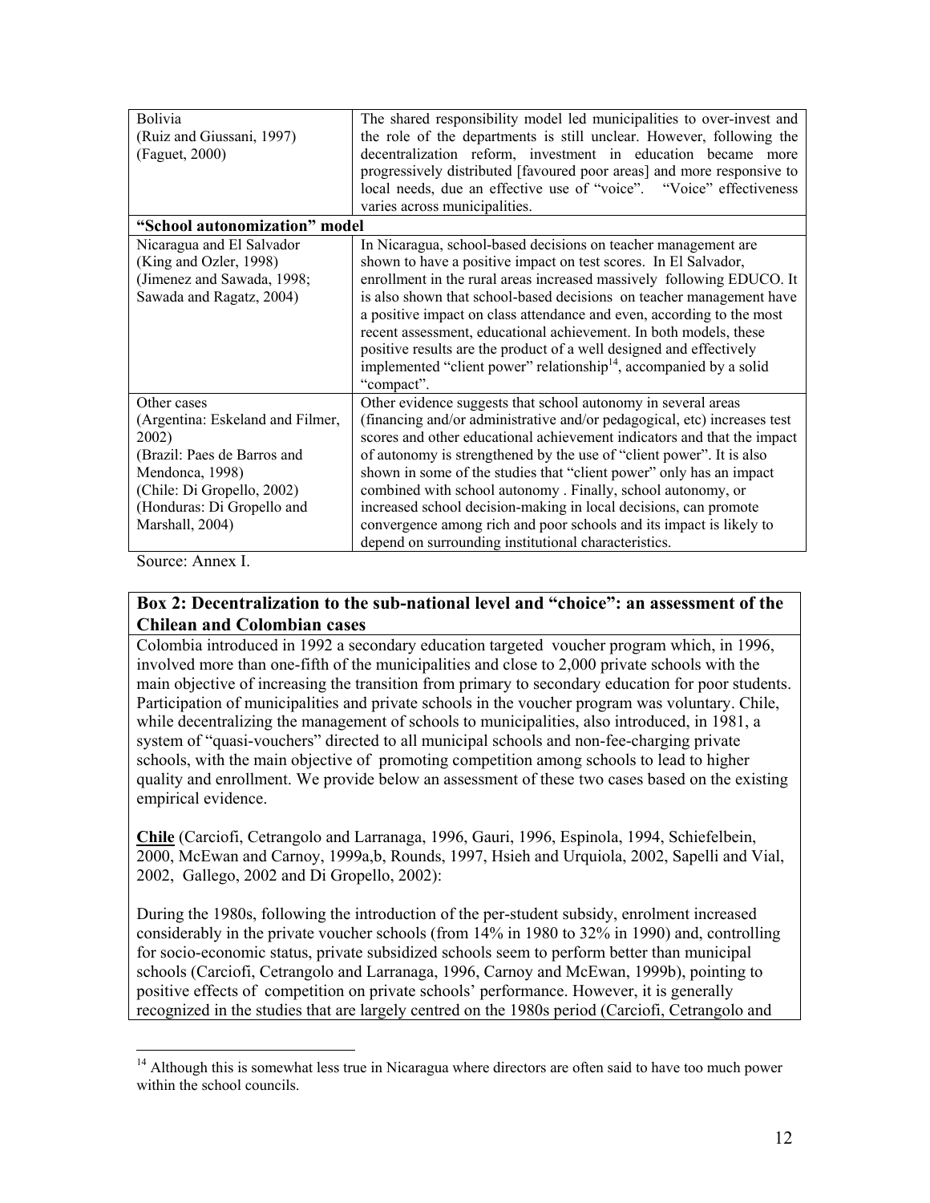| | |
|---|---|
| Bolivia<br>(Ruiz and Giussani, 1997)<br>(Faguet, 2000) | The shared responsibility model led municipalities to over-invest and the role of the departments is still unclear. However, following the decentralization reform, investment in education became more progressively distributed [favoured poor areas] and more responsive to local needs, due an effective use of "voice". "Voice" effectiveness varies across municipalities. |
| **"School autonomization" model** | |
| Nicaragua and El Salvador<br>(King and Ozler, 1998)<br>(Jimenez and Sawada, 1998; Sawada and Ragatz, 2004) | In Nicaragua, school-based decisions on teacher management are shown to have a positive impact on test scores. In El Salvador, enrollment in the rural areas increased massively following EDUCO. It is also shown that school-based decisions on teacher management have a positive impact on class attendance and even, according to the most recent assessment, educational achievement. In both models, these positive results are the product of a well designed and effectively implemented "client power" relationship[14], accompanied by a solid "compact". |
| Other cases<br>(Argentina: Eskeland and Filmer, 2002)<br>(Brazil: Paes de Barros and Mendonca, 1998)<br>(Chile: Di Gropello, 2002)<br>(Honduras: Di Gropello and Marshall, 2004) | Other evidence suggests that school autonomy in several areas (financing and/or administrative and/or pedagogical, etc) increases test scores and other educational achievement indicators and that the impact of autonomy is strengthened by the use of "client power". It is also shown in some of the studies that "client power" only has an impact combined with school autonomy . Finally, school autonomy, or increased school decision-making in local decisions, can promote convergence among rich and poor schools and its impact is likely to depend on surrounding institutional characteristics. |

Source: Annex I.

## Box 2: Decentralization to the sub-national level and "choice": an assessment of the Chilean and Colombian cases

Colombia introduced in 1992 a secondary education targeted voucher program which, in 1996, involved more than one-fifth of the municipalities and close to 2,000 private schools with the main objective of increasing the transition from primary to secondary education for poor students. Participation of municipalities and private schools in the voucher program was voluntary. Chile, while decentralizing the management of schools to municipalities, also introduced, in 1981, a system of "quasi-vouchers" directed to all municipal schools and non-fee-charging private schools, with the main objective of promoting competition among schools to lead to higher quality and enrollment. We provide below an assessment of these two cases based on the existing empirical evidence.

**Chile** (Carciofi, Cetrangolo and Larranaga, 1996, Gauri, 1996, Espinola, 1994, Schiefelbein, 2000, McEwan and Carnoy, 1999a,b, Rounds, 1997, Hsieh and Urquiola, 2002, Sapelli and Vial, 2002, Gallego, 2002 and Di Gropello, 2002):

During the 1980s, following the introduction of the per-student subsidy, enrolment increased considerably in the private voucher schools (from 14% in 1980 to 32% in 1990) and, controlling for socio-economic status, private subsidized schools seem to perform better than municipal schools (Carciofi, Cetrangolo and Larranaga, 1996, Carnoy and McEwan, 1999b), pointing to positive effects of competition on private schools' performance. However, it is generally recognized in the studies that are largely centred on the 1980s period (Carciofi, Cetrangolo and

[14] Although this is somewhat less true in Nicaragua where directors are often said to have too much power within the school councils.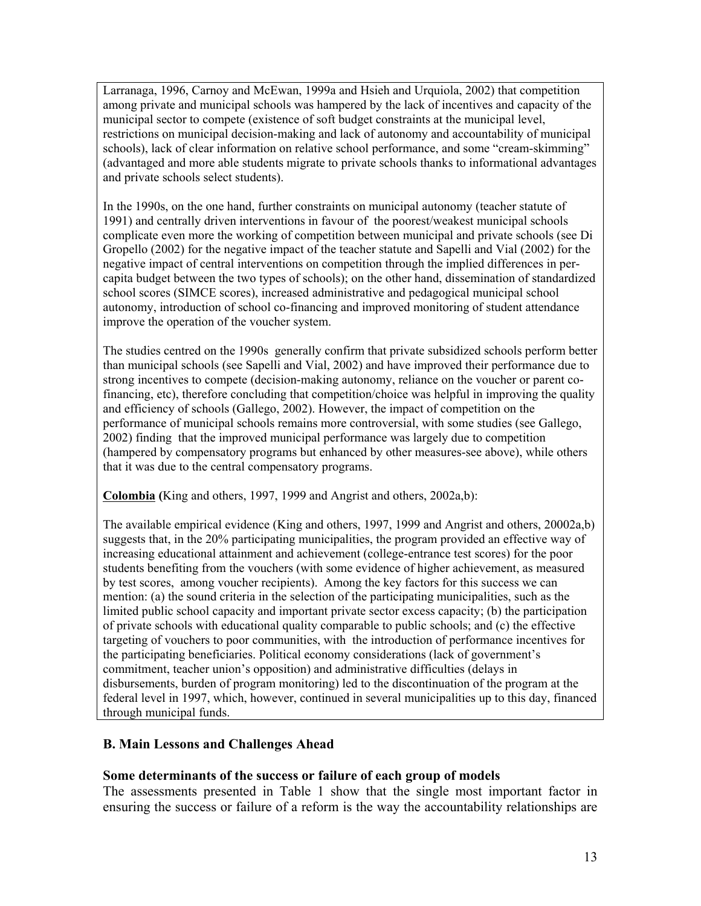Larranaga, 1996, Carnoy and McEwan, 1999a and Hsieh and Urquiola, 2002) that competition among private and municipal schools was hampered by the lack of incentives and capacity of the municipal sector to compete (existence of soft budget constraints at the municipal level, restrictions on municipal decision-making and lack of autonomy and accountability of municipal schools), lack of clear information on relative school performance, and some "cream-skimming" (advantaged and more able students migrate to private schools thanks to informational advantages and private schools select students).

In the 1990s, on the one hand, further constraints on municipal autonomy (teacher statute of 1991) and centrally driven interventions in favour of the poorest/weakest municipal schools complicate even more the working of competition between municipal and private schools (see Di Gropello (2002) for the negative impact of the teacher statute and Sapelli and Vial (2002) for the negative impact of central interventions on competition through the implied differences in per-capita budget between the two types of schools); on the other hand, dissemination of standardized school scores (SIMCE scores), increased administrative and pedagogical municipal school autonomy, introduction of school co-financing and improved monitoring of student attendance improve the operation of the voucher system.

The studies centred on the 1990s generally confirm that private subsidized schools perform better than municipal schools (see Sapelli and Vial, 2002) and have improved their performance due to strong incentives to compete (decision-making autonomy, reliance on the voucher or parent co-financing, etc), therefore concluding that competition/choice was helpful in improving the quality and efficiency of schools (Gallego, 2002). However, the impact of competition on the performance of municipal schools remains more controversial, with some studies (see Gallego, 2002) finding that the improved municipal performance was largely due to competition (hampered by compensatory programs but enhanced by other measures-see above), while others that it was due to the central compensatory programs.

**Colombia** (King and others, 1997, 1999 and Angrist and others, 2002a,b):

The available empirical evidence (King and others, 1997, 1999 and Angrist and others, 20002a,b) suggests that, in the 20% participating municipalities, the program provided an effective way of increasing educational attainment and achievement (college-entrance test scores) for the poor students benefiting from the vouchers (with some evidence of higher achievement, as measured by test scores, among voucher recipients). Among the key factors for this success we can mention: (a) the sound criteria in the selection of the participating municipalities, such as the limited public school capacity and important private sector excess capacity; (b) the participation of private schools with educational quality comparable to public schools; and (c) the effective targeting of vouchers to poor communities, with the introduction of performance incentives for the participating beneficiaries. Political economy considerations (lack of government's commitment, teacher union's opposition) and administrative difficulties (delays in disbursements, burden of program monitoring) led to the discontinuation of the program at the federal level in 1997, which, however, continued in several municipalities up to this day, financed through municipal funds.

## B. Main Lessons and Challenges Ahead

### Some determinants of the success or failure of each group of models

The assessments presented in Table 1 show that the single most important factor in ensuring the success or failure of a reform is the way the accountability relationships are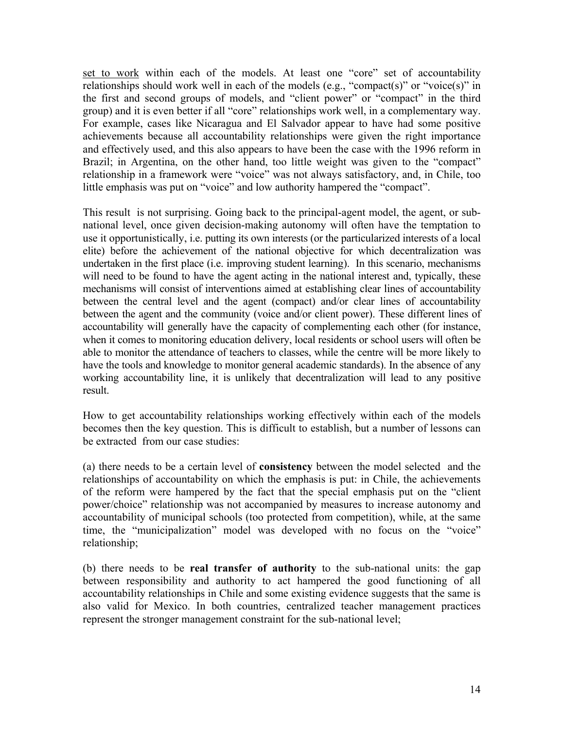set to work within each of the models. At least one "core" set of accountability relationships should work well in each of the models (e.g., "compact(s)" or "voice(s)" in the first and second groups of models, and "client power" or "compact" in the third group) and it is even better if all "core" relationships work well, in a complementary way. For example, cases like Nicaragua and El Salvador appear to have had some positive achievements because all accountability relationships were given the right importance and effectively used, and this also appears to have been the case with the 1996 reform in Brazil; in Argentina, on the other hand, too little weight was given to the "compact" relationship in a framework were "voice" was not always satisfactory, and, in Chile, too little emphasis was put on "voice" and low authority hampered the "compact".

This result is not surprising. Going back to the principal-agent model, the agent, or sub-national level, once given decision-making autonomy will often have the temptation to use it opportunistically, i.e. putting its own interests (or the particularized interests of a local elite) before the achievement of the national objective for which decentralization was undertaken in the first place (i.e. improving student learning). In this scenario, mechanisms will need to be found to have the agent acting in the national interest and, typically, these mechanisms will consist of interventions aimed at establishing clear lines of accountability between the central level and the agent (compact) and/or clear lines of accountability between the agent and the community (voice and/or client power). These different lines of accountability will generally have the capacity of complementing each other (for instance, when it comes to monitoring education delivery, local residents or school users will often be able to monitor the attendance of teachers to classes, while the centre will be more likely to have the tools and knowledge to monitor general academic standards). In the absence of any working accountability line, it is unlikely that decentralization will lead to any positive result.

How to get accountability relationships working effectively within each of the models becomes then the key question. This is difficult to establish, but a number of lessons can be extracted from our case studies:

(a) there needs to be a certain level of **consistency** between the model selected and the relationships of accountability on which the emphasis is put: in Chile, the achievements of the reform were hampered by the fact that the special emphasis put on the "client power/choice" relationship was not accompanied by measures to increase autonomy and accountability of municipal schools (too protected from competition), while, at the same time, the "municipalization" model was developed with no focus on the "voice" relationship;

(b) there needs to be **real transfer of authority** to the sub-national units: the gap between responsibility and authority to act hampered the good functioning of all accountability relationships in Chile and some existing evidence suggests that the same is also valid for Mexico. In both countries, centralized teacher management practices represent the stronger management constraint for the sub-national level;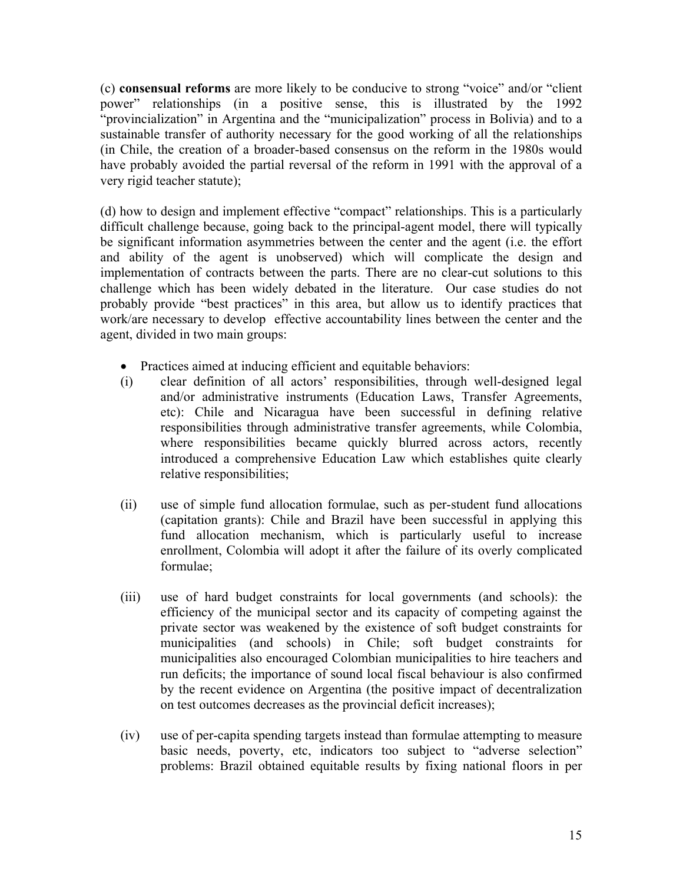(c) **consensual reforms** are more likely to be conducive to strong "voice" and/or "client power" relationships (in a positive sense, this is illustrated by the 1992 "provincialization" in Argentina and the "municipalization" process in Bolivia) and to a sustainable transfer of authority necessary for the good working of all the relationships (in Chile, the creation of a broader-based consensus on the reform in the 1980s would have probably avoided the partial reversal of the reform in 1991 with the approval of a very rigid teacher statute);

(d) how to design and implement effective "compact" relationships. This is a particularly difficult challenge because, going back to the principal-agent model, there will typically be significant information asymmetries between the center and the agent (i.e. the effort and ability of the agent is unobserved) which will complicate the design and implementation of contracts between the parts. There are no clear-cut solutions to this challenge which has been widely debated in the literature. Our case studies do not probably provide "best practices" in this area, but allow us to identify practices that work/are necessary to develop effective accountability lines between the center and the agent, divided in two main groups:

- Practices aimed at inducing efficient and equitable behaviors:

(i) clear definition of all actors' responsibilities, through well-designed legal and/or administrative instruments (Education Laws, Transfer Agreements, etc): Chile and Nicaragua have been successful in defining relative responsibilities through administrative transfer agreements, while Colombia, where responsibilities became quickly blurred across actors, recently introduced a comprehensive Education Law which establishes quite clearly relative responsibilities;

(ii) use of simple fund allocation formulae, such as per-student fund allocations (capitation grants): Chile and Brazil have been successful in applying this fund allocation mechanism, which is particularly useful to increase enrollment, Colombia will adopt it after the failure of its overly complicated formulae;

(iii) use of hard budget constraints for local governments (and schools): the efficiency of the municipal sector and its capacity of competing against the private sector was weakened by the existence of soft budget constraints for municipalities (and schools) in Chile; soft budget constraints for municipalities also encouraged Colombian municipalities to hire teachers and run deficits; the importance of sound local fiscal behaviour is also confirmed by the recent evidence on Argentina (the positive impact of decentralization on test outcomes decreases as the provincial deficit increases);

(iv) use of per-capita spending targets instead than formulae attempting to measure basic needs, poverty, etc, indicators too subject to "adverse selection" problems: Brazil obtained equitable results by fixing national floors in per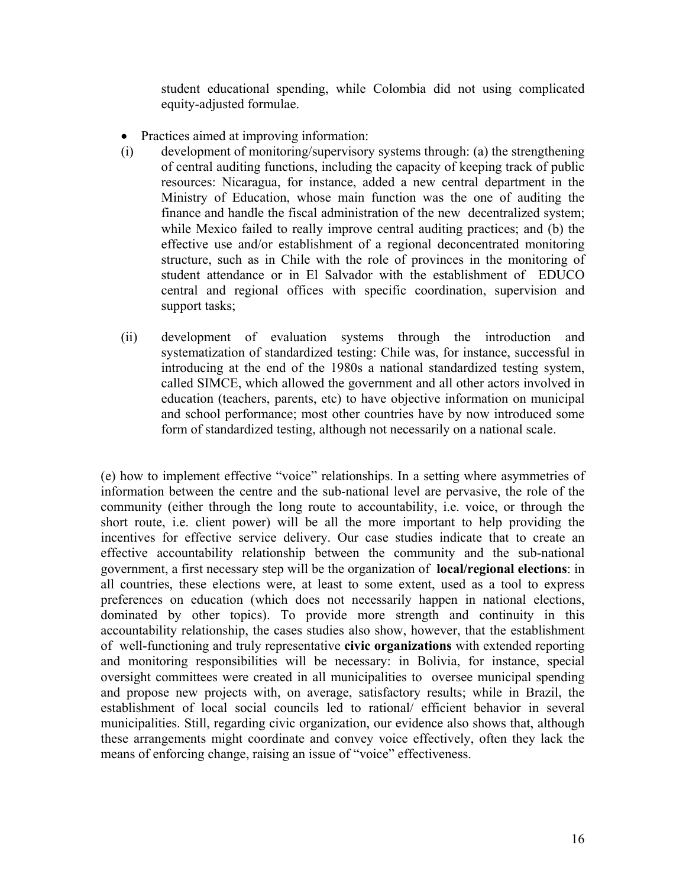student educational spending, while Colombia did not using complicated equity-adjusted formulae.

- Practices aimed at improving information:

(i) development of monitoring/supervisory systems through: (a) the strengthening of central auditing functions, including the capacity of keeping track of public resources: Nicaragua, for instance, added a new central department in the Ministry of Education, whose main function was the one of auditing the finance and handle the fiscal administration of the new decentralized system; while Mexico failed to really improve central auditing practices; and (b) the effective use and/or establishment of a regional deconcentrated monitoring structure, such as in Chile with the role of provinces in the monitoring of student attendance or in El Salvador with the establishment of EDUCO central and regional offices with specific coordination, supervision and support tasks;

(ii) development of evaluation systems through the introduction and systematization of standardized testing: Chile was, for instance, successful in introducing at the end of the 1980s a national standardized testing system, called SIMCE, which allowed the government and all other actors involved in education (teachers, parents, etc) to have objective information on municipal and school performance; most other countries have by now introduced some form of standardized testing, although not necessarily on a national scale.

(e) how to implement effective "voice" relationships. In a setting where asymmetries of information between the centre and the sub-national level are pervasive, the role of the community (either through the long route to accountability, i.e. voice, or through the short route, i.e. client power) will be all the more important to help providing the incentives for effective service delivery. Our case studies indicate that to create an effective accountability relationship between the community and the sub-national government, a first necessary step will be the organization of **local/regional elections**: in all countries, these elections were, at least to some extent, used as a tool to express preferences on education (which does not necessarily happen in national elections, dominated by other topics). To provide more strength and continuity in this accountability relationship, the cases studies also show, however, that the establishment of well-functioning and truly representative **civic organizations** with extended reporting and monitoring responsibilities will be necessary: in Bolivia, for instance, special oversight committees were created in all municipalities to oversee municipal spending and propose new projects with, on average, satisfactory results; while in Brazil, the establishment of local social councils led to rational/ efficient behavior in several municipalities. Still, regarding civic organization, our evidence also shows that, although these arrangements might coordinate and convey voice effectively, often they lack the means of enforcing change, raising an issue of "voice" effectiveness.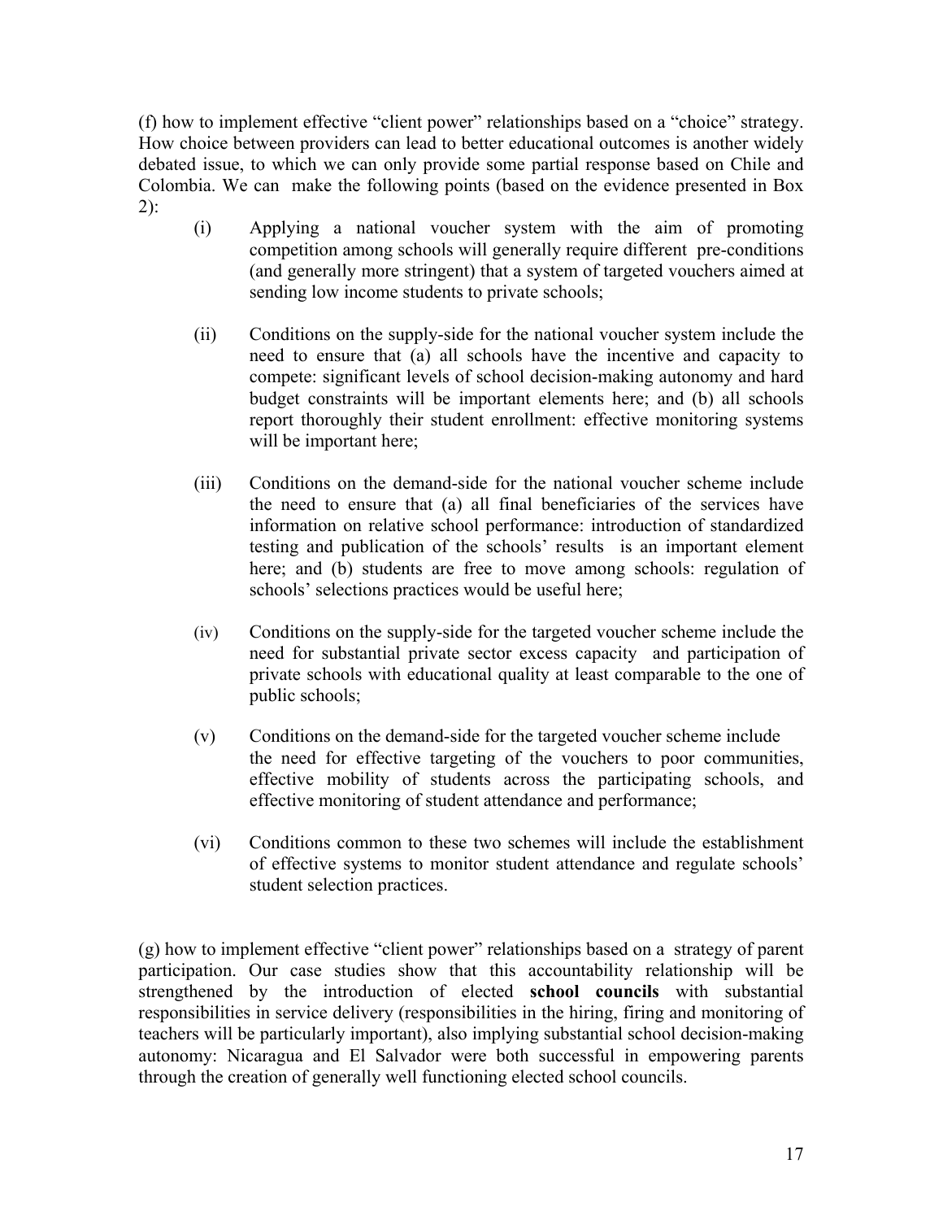(f) how to implement effective "client power" relationships based on a "choice" strategy. How choice between providers can lead to better educational outcomes is another widely debated issue, to which we can only provide some partial response based on Chile and Colombia. We can make the following points (based on the evidence presented in Box 2):

(i) Applying a national voucher system with the aim of promoting competition among schools will generally require different pre-conditions (and generally more stringent) that a system of targeted vouchers aimed at sending low income students to private schools;

(ii) Conditions on the supply-side for the national voucher system include the need to ensure that (a) all schools have the incentive and capacity to compete: significant levels of school decision-making autonomy and hard budget constraints will be important elements here; and (b) all schools report thoroughly their student enrollment: effective monitoring systems will be important here;

(iii) Conditions on the demand-side for the national voucher scheme include the need to ensure that (a) all final beneficiaries of the services have information on relative school performance: introduction of standardized testing and publication of the schools' results is an important element here; and (b) students are free to move among schools: regulation of schools' selections practices would be useful here;

(iv) Conditions on the supply-side for the targeted voucher scheme include the need for substantial private sector excess capacity and participation of private schools with educational quality at least comparable to the one of public schools;

(v) Conditions on the demand-side for the targeted voucher scheme include the need for effective targeting of the vouchers to poor communities, effective mobility of students across the participating schools, and effective monitoring of student attendance and performance;

(vi) Conditions common to these two schemes will include the establishment of effective systems to monitor student attendance and regulate schools' student selection practices.

(g) how to implement effective "client power" relationships based on a strategy of parent participation. Our case studies show that this accountability relationship will be strengthened by the introduction of elected **school councils** with substantial responsibilities in service delivery (responsibilities in the hiring, firing and monitoring of teachers will be particularly important), also implying substantial school decision-making autonomy: Nicaragua and El Salvador were both successful in empowering parents through the creation of generally well functioning elected school councils.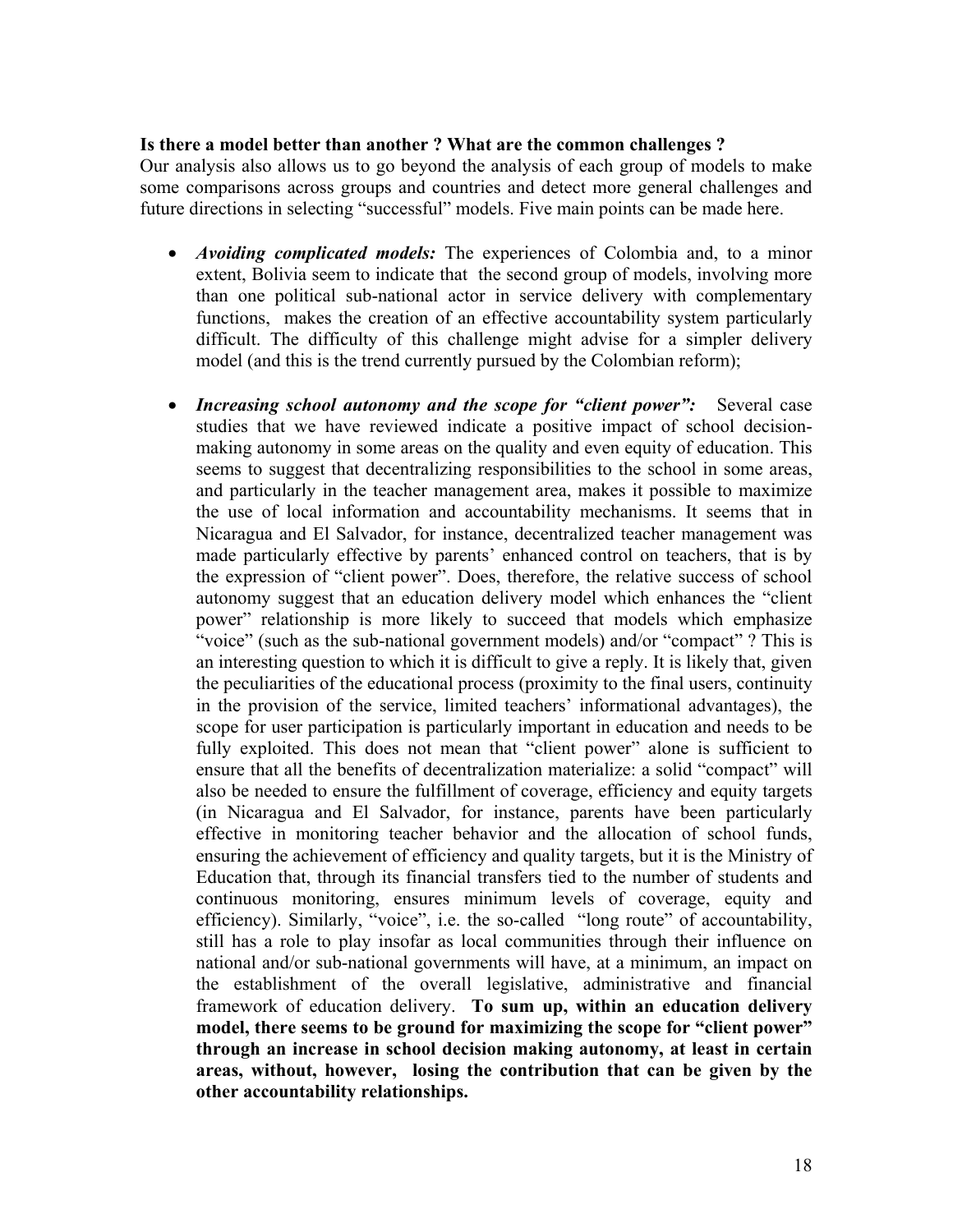**Is there a model better than another ? What are the common challenges ?**

Our analysis also allows us to go beyond the analysis of each group of models to make some comparisons across groups and countries and detect more general challenges and future directions in selecting "successful" models. Five main points can be made here.

- ***Avoiding complicated models:*** The experiences of Colombia and, to a minor extent, Bolivia seem to indicate that the second group of models, involving more than one political sub-national actor in service delivery with complementary functions, makes the creation of an effective accountability system particularly difficult. The difficulty of this challenge might advise for a simpler delivery model (and this is the trend currently pursued by the Colombian reform);

- ***Increasing school autonomy and the scope for "client power":*** Several case studies that we have reviewed indicate a positive impact of school decision-making autonomy in some areas on the quality and even equity of education. This seems to suggest that decentralizing responsibilities to the school in some areas, and particularly in the teacher management area, makes it possible to maximize the use of local information and accountability mechanisms. It seems that in Nicaragua and El Salvador, for instance, decentralized teacher management was made particularly effective by parents' enhanced control on teachers, that is by the expression of "client power". Does, therefore, the relative success of school autonomy suggest that an education delivery model which enhances the "client power" relationship is more likely to succeed that models which emphasize "voice" (such as the sub-national government models) and/or "compact" ? This is an interesting question to which it is difficult to give a reply. It is likely that, given the peculiarities of the educational process (proximity to the final users, continuity in the provision of the service, limited teachers' informational advantages), the scope for user participation is particularly important in education and needs to be fully exploited. This does not mean that "client power" alone is sufficient to ensure that all the benefits of decentralization materialize: a solid "compact" will also be needed to ensure the fulfillment of coverage, efficiency and equity targets (in Nicaragua and El Salvador, for instance, parents have been particularly effective in monitoring teacher behavior and the allocation of school funds, ensuring the achievement of efficiency and quality targets, but it is the Ministry of Education that, through its financial transfers tied to the number of students and continuous monitoring, ensures minimum levels of coverage, equity and efficiency). Similarly, "voice", i.e. the so-called "long route" of accountability, still has a role to play insofar as local communities through their influence on national and/or sub-national governments will have, at a minimum, an impact on the establishment of the overall legislative, administrative and financial framework of education delivery. **To sum up, within an education delivery model, there seems to be ground for maximizing the scope for "client power" through an increase in school decision making autonomy, at least in certain areas, without, however, losing the contribution that can be given by the other accountability relationships.**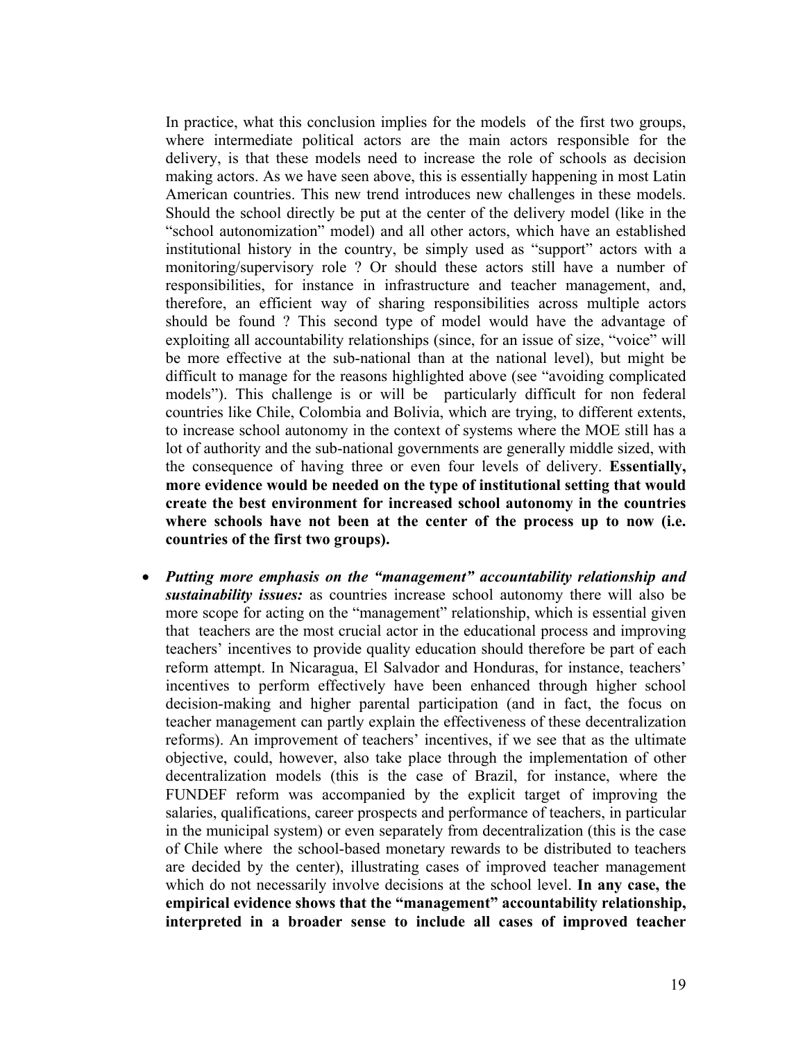In practice, what this conclusion implies for the models of the first two groups, where intermediate political actors are the main actors responsible for the delivery, is that these models need to increase the role of schools as decision making actors. As we have seen above, this is essentially happening in most Latin American countries. This new trend introduces new challenges in these models. Should the school directly be put at the center of the delivery model (like in the "school autonomization" model) and all other actors, which have an established institutional history in the country, be simply used as "support" actors with a monitoring/supervisory role ? Or should these actors still have a number of responsibilities, for instance in infrastructure and teacher management, and, therefore, an efficient way of sharing responsibilities across multiple actors should be found ? This second type of model would have the advantage of exploiting all accountability relationships (since, for an issue of size, "voice" will be more effective at the sub-national than at the national level), but might be difficult to manage for the reasons highlighted above (see "avoiding complicated models"). This challenge is or will be particularly difficult for non federal countries like Chile, Colombia and Bolivia, which are trying, to different extents, to increase school autonomy in the context of systems where the MOE still has a lot of authority and the sub-national governments are generally middle sized, with the consequence of having three or even four levels of delivery. **Essentially, more evidence would be needed on the type of institutional setting that would create the best environment for increased school autonomy in the countries where schools have not been at the center of the process up to now (i.e. countries of the first two groups).**

- ***Putting more emphasis on the "management" accountability relationship and sustainability issues:*** as countries increase school autonomy there will also be more scope for acting on the "management" relationship, which is essential given that teachers are the most crucial actor in the educational process and improving teachers' incentives to provide quality education should therefore be part of each reform attempt. In Nicaragua, El Salvador and Honduras, for instance, teachers' incentives to perform effectively have been enhanced through higher school decision-making and higher parental participation (and in fact, the focus on teacher management can partly explain the effectiveness of these decentralization reforms). An improvement of teachers' incentives, if we see that as the ultimate objective, could, however, also take place through the implementation of other decentralization models (this is the case of Brazil, for instance, where the FUNDEF reform was accompanied by the explicit target of improving the salaries, qualifications, career prospects and performance of teachers, in particular in the municipal system) or even separately from decentralization (this is the case of Chile where the school-based monetary rewards to be distributed to teachers are decided by the center), illustrating cases of improved teacher management which do not necessarily involve decisions at the school level. **In any case, the empirical evidence shows that the "management" accountability relationship, interpreted in a broader sense to include all cases of improved teacher**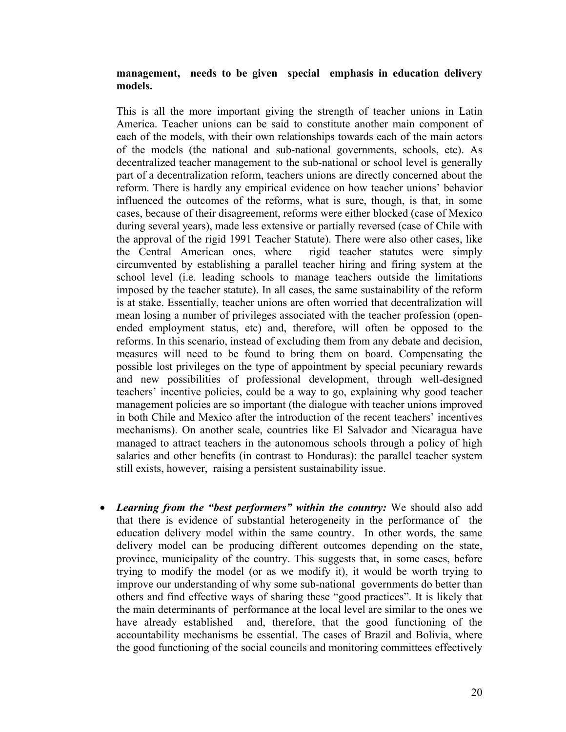**management, needs to be given special emphasis in education delivery models.**

This is all the more important giving the strength of teacher unions in Latin America. Teacher unions can be said to constitute another main component of each of the models, with their own relationships towards each of the main actors of the models (the national and sub-national governments, schools, etc). As decentralized teacher management to the sub-national or school level is generally part of a decentralization reform, teachers unions are directly concerned about the reform. There is hardly any empirical evidence on how teacher unions' behavior influenced the outcomes of the reforms, what is sure, though, is that, in some cases, because of their disagreement, reforms were either blocked (case of Mexico during several years), made less extensive or partially reversed (case of Chile with the approval of the rigid 1991 Teacher Statute). There were also other cases, like the Central American ones, where rigid teacher statutes were simply circumvented by establishing a parallel teacher hiring and firing system at the school level (i.e. leading schools to manage teachers outside the limitations imposed by the teacher statute). In all cases, the same sustainability of the reform is at stake. Essentially, teacher unions are often worried that decentralization will mean losing a number of privileges associated with the teacher profession (open-ended employment status, etc) and, therefore, will often be opposed to the reforms. In this scenario, instead of excluding them from any debate and decision, measures will need to be found to bring them on board. Compensating the possible lost privileges on the type of appointment by special pecuniary rewards and new possibilities of professional development, through well-designed teachers' incentive policies, could be a way to go, explaining why good teacher management policies are so important (the dialogue with teacher unions improved in both Chile and Mexico after the introduction of the recent teachers' incentives mechanisms). On another scale, countries like El Salvador and Nicaragua have managed to attract teachers in the autonomous schools through a policy of high salaries and other benefits (in contrast to Honduras): the parallel teacher system still exists, however, raising a persistent sustainability issue.

- ***Learning from the "best performers" within the country:*** We should also add that there is evidence of substantial heterogeneity in the performance of the education delivery model within the same country. In other words, the same delivery model can be producing different outcomes depending on the state, province, municipality of the country. This suggests that, in some cases, before trying to modify the model (or as we modify it), it would be worth trying to improve our understanding of why some sub-national governments do better than others and find effective ways of sharing these "good practices". It is likely that the main determinants of performance at the local level are similar to the ones we have already established and, therefore, that the good functioning of the accountability mechanisms be essential. The cases of Brazil and Bolivia, where the good functioning of the social councils and monitoring committees effectively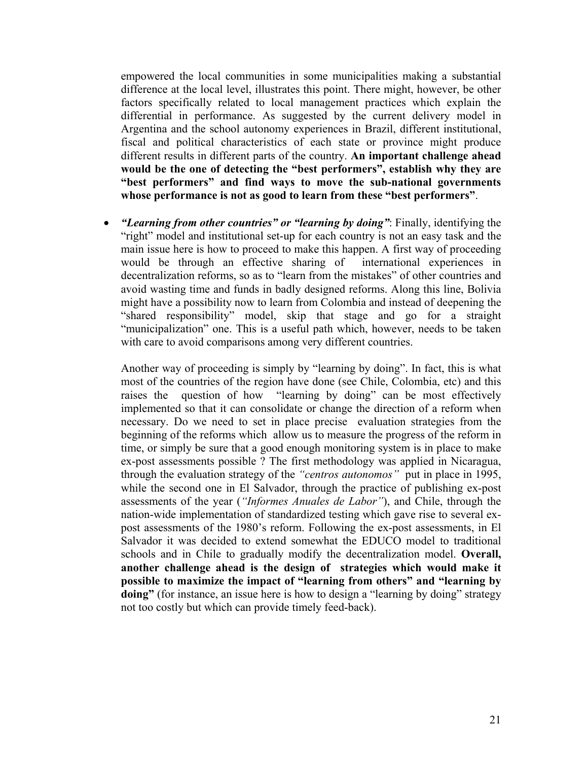empowered the local communities in some municipalities making a substantial difference at the local level, illustrates this point. There might, however, be other factors specifically related to local management practices which explain the differential in performance. As suggested by the current delivery model in Argentina and the school autonomy experiences in Brazil, different institutional, fiscal and political characteristics of each state or province might produce different results in different parts of the country. **An important challenge ahead would be the one of detecting the "best performers", establish why they are "best performers" and find ways to move the sub-national governments whose performance is not as good to learn from these "best performers"**.

- ***"Learning from other countries" or "learning by doing"***: Finally, identifying the "right" model and institutional set-up for each country is not an easy task and the main issue here is how to proceed to make this happen. A first way of proceeding would be through an effective sharing of international experiences in decentralization reforms, so as to "learn from the mistakes" of other countries and avoid wasting time and funds in badly designed reforms. Along this line, Bolivia might have a possibility now to learn from Colombia and instead of deepening the "shared responsibility" model, skip that stage and go for a straight "municipalization" one. This is a useful path which, however, needs to be taken with care to avoid comparisons among very different countries.

  Another way of proceeding is simply by "learning by doing". In fact, this is what most of the countries of the region have done (see Chile, Colombia, etc) and this raises the question of how "learning by doing" can be most effectively implemented so that it can consolidate or change the direction of a reform when necessary. Do we need to set in place precise evaluation strategies from the beginning of the reforms which allow us to measure the progress of the reform in time, or simply be sure that a good enough monitoring system is in place to make ex-post assessments possible ? The first methodology was applied in Nicaragua, through the evaluation strategy of the *"centros autonomos"* put in place in 1995, while the second one in El Salvador, through the practice of publishing ex-post assessments of the year (*"Informes Anuales de Labor"*), and Chile, through the nation-wide implementation of standardized testing which gave rise to several ex-post assessments of the 1980's reform. Following the ex-post assessments, in El Salvador it was decided to extend somewhat the EDUCO model to traditional schools and in Chile to gradually modify the decentralization model. **Overall, another challenge ahead is the design of strategies which would make it possible to maximize the impact of "learning from others" and "learning by doing"** (for instance, an issue here is how to design a "learning by doing" strategy not too costly but which can provide timely feed-back).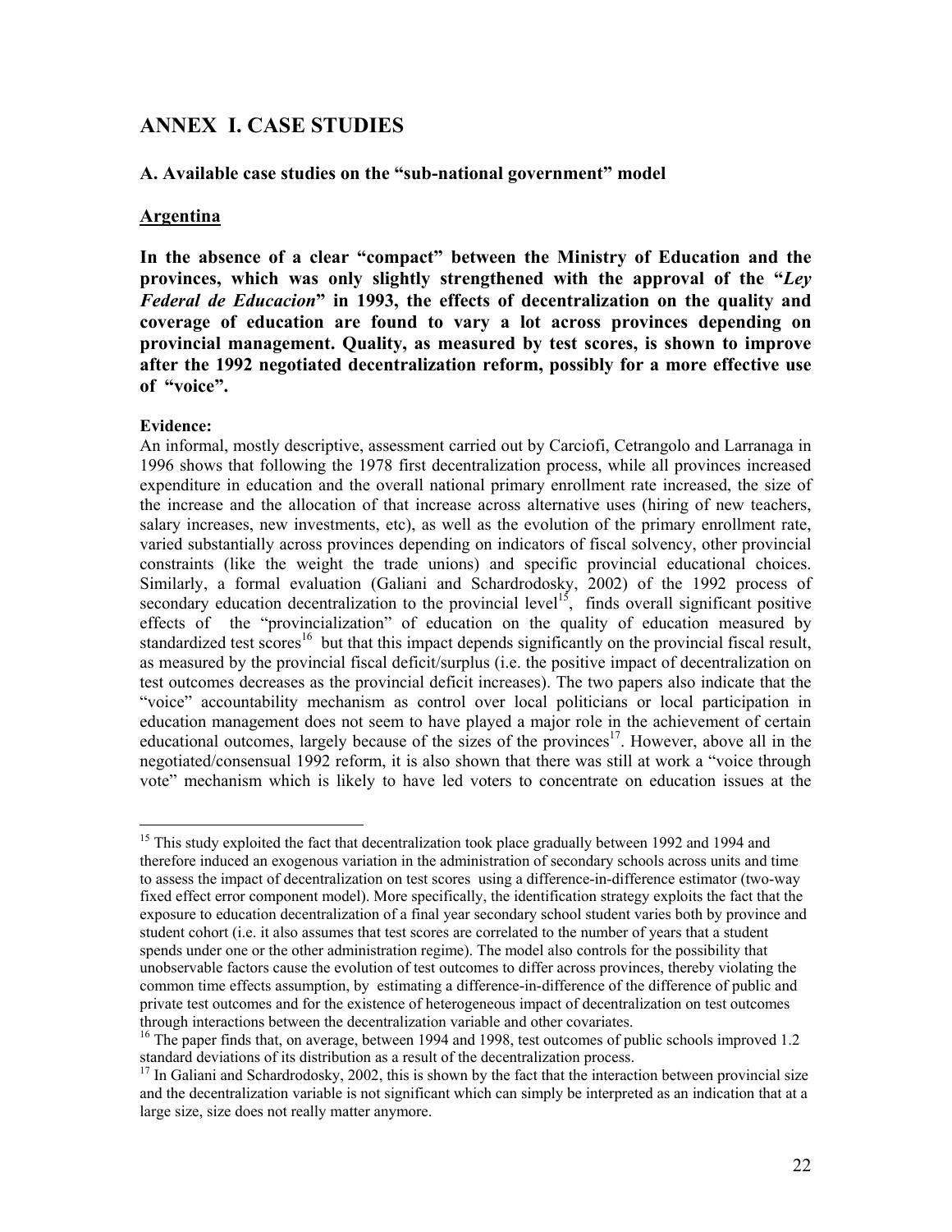# ANNEX I. CASE STUDIES

### A. Available case studies on the "sub-national government" model

**Argentina**

**In the absence of a clear "compact" between the Ministry of Education and the provinces, which was only slightly strengthened with the approval of the "*Ley Federal de Educacion*" in 1993, the effects of decentralization on the quality and coverage of education are found to vary a lot across provinces depending on provincial management. Quality, as measured by test scores, is shown to improve after the 1992 negotiated decentralization reform, possibly for a more effective use of "voice".**

**Evidence:**

An informal, mostly descriptive, assessment carried out by Carciofi, Cetrangolo and Larranaga in 1996 shows that following the 1978 first decentralization process, while all provinces increased expenditure in education and the overall national primary enrollment rate increased, the size of the increase and the allocation of that increase across alternative uses (hiring of new teachers, salary increases, new investments, etc), as well as the evolution of the primary enrollment rate, varied substantially across provinces depending on indicators of fiscal solvency, other provincial constraints (like the weight the trade unions) and specific provincial educational choices. Similarly, a formal evaluation (Galiani and Schardrodosky, 2002) of the 1992 process of secondary education decentralization to the provincial level[15], finds overall significant positive effects of the "provincialization" of education on the quality of education measured by standardized test scores[16] but that this impact depends significantly on the provincial fiscal result, as measured by the provincial fiscal deficit/surplus (i.e. the positive impact of decentralization on test outcomes decreases as the provincial deficit increases). The two papers also indicate that the "voice" accountability mechanism as control over local politicians or local participation in education management does not seem to have played a major role in the achievement of certain educational outcomes, largely because of the sizes of the provinces[17]. However, above all in the negotiated/consensual 1992 reform, it is also shown that there was still at work a "voice through vote" mechanism which is likely to have led voters to concentrate on education issues at the

---

[15] This study exploited the fact that decentralization took place gradually between 1992 and 1994 and therefore induced an exogenous variation in the administration of secondary schools across units and time to assess the impact of decentralization on test scores using a difference-in-difference estimator (two-way fixed effect error component model). More specifically, the identification strategy exploits the fact that the exposure to education decentralization of a final year secondary school student varies both by province and student cohort (i.e. it also assumes that test scores are correlated to the number of years that a student spends under one or the other administration regime). The model also controls for the possibility that unobservable factors cause the evolution of test outcomes to differ across provinces, thereby violating the common time effects assumption, by estimating a difference-in-difference of the difference of public and private test outcomes and for the existence of heterogeneous impact of decentralization on test outcomes through interactions between the decentralization variable and other covariates.

[16] The paper finds that, on average, between 1994 and 1998, test outcomes of public schools improved 1.2 standard deviations of its distribution as a result of the decentralization process.

[17] In Galiani and Schardrodosky, 2002, this is shown by the fact that the interaction between provincial size and the decentralization variable is not significant which can simply be interpreted as an indication that at a large size, size does not really matter anymore.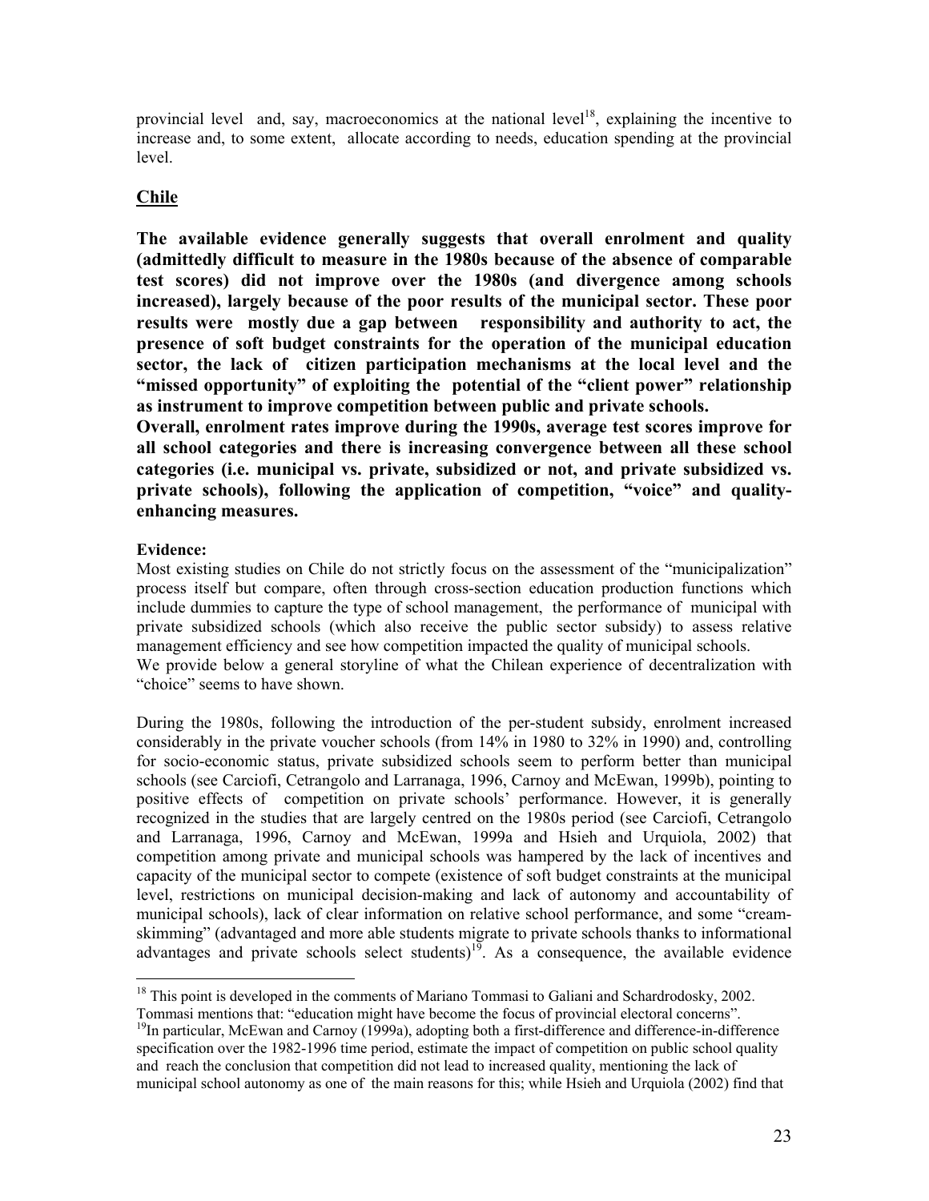provincial level and, say, macroeconomics at the national level[18], explaining the incentive to increase and, to some extent, allocate according to needs, education spending at the provincial level.

## Chile

**The available evidence generally suggests that overall enrolment and quality (admittedly difficult to measure in the 1980s because of the absence of comparable test scores) did not improve over the 1980s (and divergence among schools increased), largely because of the poor results of the municipal sector. These poor results were mostly due a gap between responsibility and authority to act, the presence of soft budget constraints for the operation of the municipal education sector, the lack of citizen participation mechanisms at the local level and the "missed opportunity" of exploiting the potential of the "client power" relationship as instrument to improve competition between public and private schools.**

**Overall, enrolment rates improve during the 1990s, average test scores improve for all school categories and there is increasing convergence between all these school categories (i.e. municipal vs. private, subsidized or not, and private subsidized vs. private schools), following the application of competition, "voice" and quality-enhancing measures.**

**Evidence:**

Most existing studies on Chile do not strictly focus on the assessment of the "municipalization" process itself but compare, often through cross-section education production functions which include dummies to capture the type of school management, the performance of municipal with private subsidized schools (which also receive the public sector subsidy) to assess relative management efficiency and see how competition impacted the quality of municipal schools.

We provide below a general storyline of what the Chilean experience of decentralization with "choice" seems to have shown.

During the 1980s, following the introduction of the per-student subsidy, enrolment increased considerably in the private voucher schools (from 14% in 1980 to 32% in 1990) and, controlling for socio-economic status, private subsidized schools seem to perform better than municipal schools (see Carciofi, Cetrangolo and Larranaga, 1996, Carnoy and McEwan, 1999b), pointing to positive effects of competition on private schools' performance. However, it is generally recognized in the studies that are largely centred on the 1980s period (see Carciofi, Cetrangolo and Larranaga, 1996, Carnoy and McEwan, 1999a and Hsieh and Urquiola, 2002) that competition among private and municipal schools was hampered by the lack of incentives and capacity of the municipal sector to compete (existence of soft budget constraints at the municipal level, restrictions on municipal decision-making and lack of autonomy and accountability of municipal schools), lack of clear information on relative school performance, and some "cream-skimming" (advantaged and more able students migrate to private schools thanks to informational advantages and private schools select students)[19]. As a consequence, the available evidence

---

[18] This point is developed in the comments of Mariano Tommasi to Galiani and Schardrodosky, 2002. Tommasi mentions that: "education might have become the focus of provincial electoral concerns".

[19] In particular, McEwan and Carnoy (1999a), adopting both a first-difference and difference-in-difference specification over the 1982-1996 time period, estimate the impact of competition on public school quality and reach the conclusion that competition did not lead to increased quality, mentioning the lack of municipal school autonomy as one of the main reasons for this; while Hsieh and Urquiola (2002) find that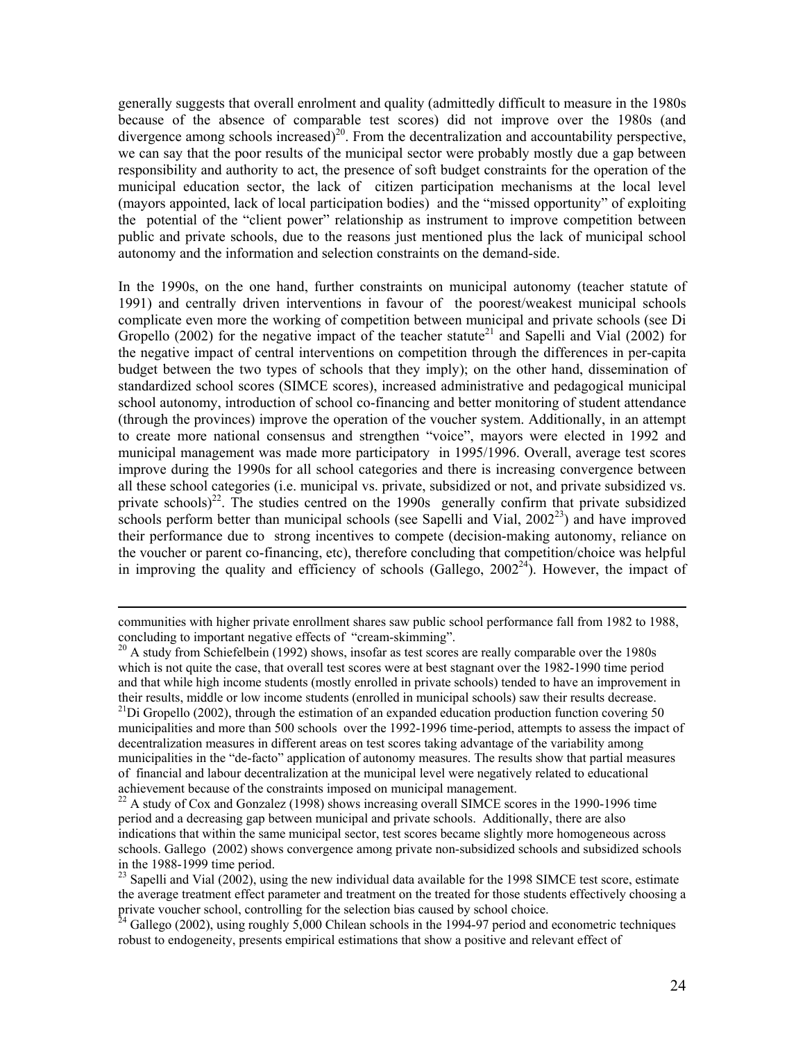generally suggests that overall enrolment and quality (admittedly difficult to measure in the 1980s because of the absence of comparable test scores) did not improve over the 1980s (and divergence among schools increased)[20]. From the decentralization and accountability perspective, we can say that the poor results of the municipal sector were probably mostly due a gap between responsibility and authority to act, the presence of soft budget constraints for the operation of the municipal education sector, the lack of citizen participation mechanisms at the local level (mayors appointed, lack of local participation bodies) and the "missed opportunity" of exploiting the potential of the "client power" relationship as instrument to improve competition between public and private schools, due to the reasons just mentioned plus the lack of municipal school autonomy and the information and selection constraints on the demand-side.

In the 1990s, on the one hand, further constraints on municipal autonomy (teacher statute of 1991) and centrally driven interventions in favour of the poorest/weakest municipal schools complicate even more the working of competition between municipal and private schools (see Di Gropello (2002) for the negative impact of the teacher statute[21] and Sapelli and Vial (2002) for the negative impact of central interventions on competition through the differences in per-capita budget between the two types of schools that they imply); on the other hand, dissemination of standardized school scores (SIMCE scores), increased administrative and pedagogical municipal school autonomy, introduction of school co-financing and better monitoring of student attendance (through the provinces) improve the operation of the voucher system. Additionally, in an attempt to create more national consensus and strengthen "voice", mayors were elected in 1992 and municipal management was made more participatory in 1995/1996. Overall, average test scores improve during the 1990s for all school categories and there is increasing convergence between all these school categories (i.e. municipal vs. private, subsidized or not, and private subsidized vs. private schools)[22]. The studies centred on the 1990s generally confirm that private subsidized schools perform better than municipal schools (see Sapelli and Vial, 2002[23]) and have improved their performance due to strong incentives to compete (decision-making autonomy, reliance on the voucher or parent co-financing, etc), therefore concluding that competition/choice was helpful in improving the quality and efficiency of schools (Gallego, 2002[24]). However, the impact of

---

communities with higher private enrollment shares saw public school performance fall from 1982 to 1988, concluding to important negative effects of "cream-skimming".

[20] A study from Schiefelbein (1992) shows, insofar as test scores are really comparable over the 1980s which is not quite the case, that overall test scores were at best stagnant over the 1982-1990 time period and that while high income students (mostly enrolled in private schools) tended to have an improvement in their results, middle or low income students (enrolled in municipal schools) saw their results decrease.

[21] Di Gropello (2002), through the estimation of an expanded education production function covering 50 municipalities and more than 500 schools over the 1992-1996 time-period, attempts to assess the impact of decentralization measures in different areas on test scores taking advantage of the variability among municipalities in the "de-facto" application of autonomy measures. The results show that partial measures of financial and labour decentralization at the municipal level were negatively related to educational achievement because of the constraints imposed on municipal management.

[22] A study of Cox and Gonzalez (1998) shows increasing overall SIMCE scores in the 1990-1996 time period and a decreasing gap between municipal and private schools. Additionally, there are also indications that within the same municipal sector, test scores became slightly more homogeneous across schools. Gallego (2002) shows convergence among private non-subsidized schools and subsidized schools in the 1988-1999 time period.

[23] Sapelli and Vial (2002), using the new individual data available for the 1998 SIMCE test score, estimate the average treatment effect parameter and treatment on the treated for those students effectively choosing a private voucher school, controlling for the selection bias caused by school choice.

[24] Gallego (2002), using roughly 5,000 Chilean schools in the 1994-97 period and econometric techniques robust to endogeneity, presents empirical estimations that show a positive and relevant effect of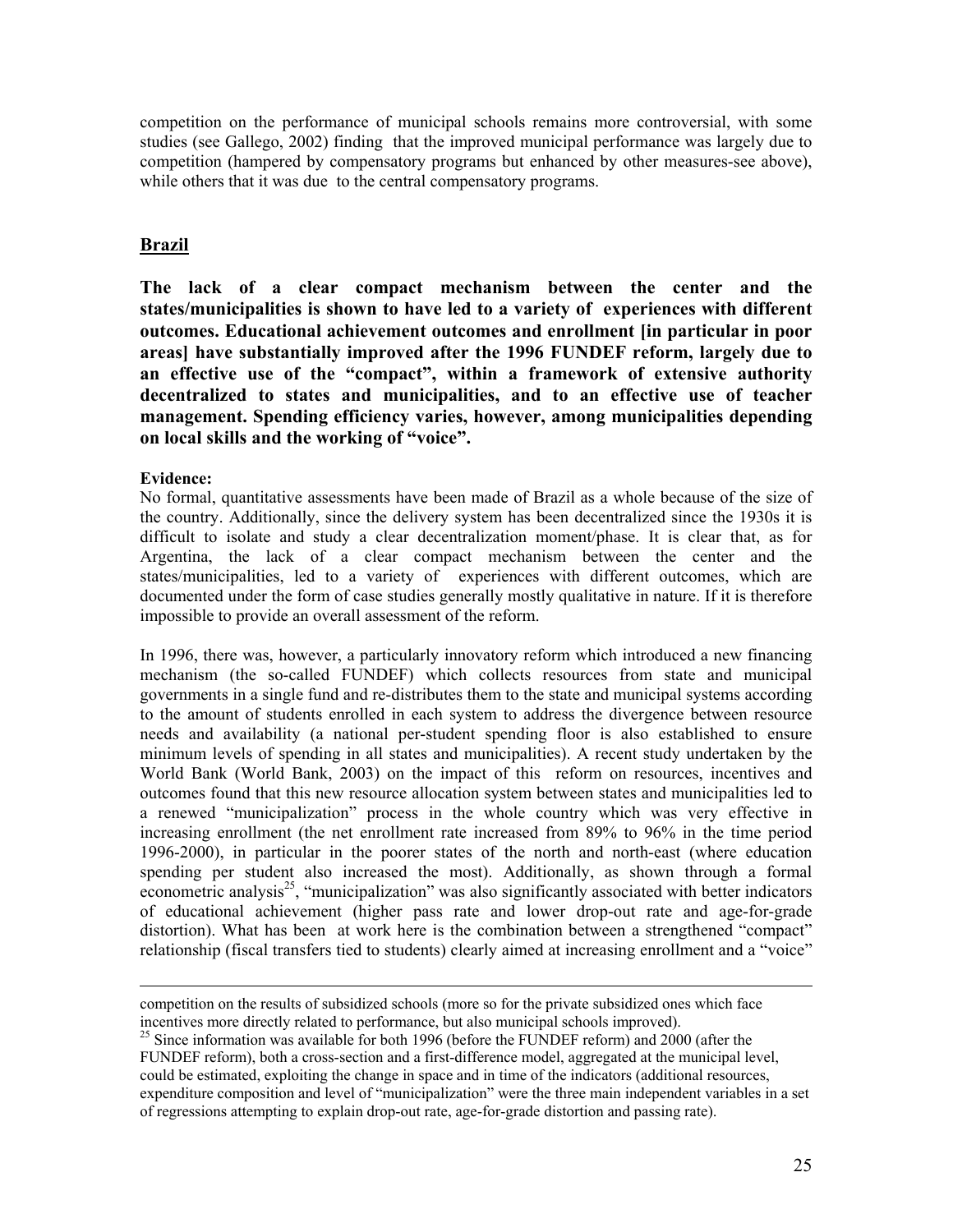competition on the performance of municipal schools remains more controversial, with some studies (see Gallego, 2002) finding that the improved municipal performance was largely due to competition (hampered by compensatory programs but enhanced by other measures-see above), while others that it was due to the central compensatory programs.

## Brazil

**The lack of a clear compact mechanism between the center and the states/municipalities is shown to have led to a variety of experiences with different outcomes. Educational achievement outcomes and enrollment [in particular in poor areas] have substantially improved after the 1996 FUNDEF reform, largely due to an effective use of the "compact", within a framework of extensive authority decentralized to states and municipalities, and to an effective use of teacher management. Spending efficiency varies, however, among municipalities depending on local skills and the working of "voice".**

**Evidence:**

No formal, quantitative assessments have been made of Brazil as a whole because of the size of the country. Additionally, since the delivery system has been decentralized since the 1930s it is difficult to isolate and study a clear decentralization moment/phase. It is clear that, as for Argentina, the lack of a clear compact mechanism between the center and the states/municipalities, led to a variety of experiences with different outcomes, which are documented under the form of case studies generally mostly qualitative in nature. If it is therefore impossible to provide an overall assessment of the reform.

In 1996, there was, however, a particularly innovatory reform which introduced a new financing mechanism (the so-called FUNDEF) which collects resources from state and municipal governments in a single fund and re-distributes them to the state and municipal systems according to the amount of students enrolled in each system to address the divergence between resource needs and availability (a national per-student spending floor is also established to ensure minimum levels of spending in all states and municipalities). A recent study undertaken by the World Bank (World Bank, 2003) on the impact of this reform on resources, incentives and outcomes found that this new resource allocation system between states and municipalities led to a renewed "municipalization" process in the whole country which was very effective in increasing enrollment (the net enrollment rate increased from 89% to 96% in the time period 1996-2000), in particular in the poorer states of the north and north-east (where education spending per student also increased the most). Additionally, as shown through a formal econometric analysis[25], "municipalization" was also significantly associated with better indicators of educational achievement (higher pass rate and lower drop-out rate and age-for-grade distortion). What has been at work here is the combination between a strengthened "compact" relationship (fiscal transfers tied to students) clearly aimed at increasing enrollment and a "voice"

---

competition on the results of subsidized schools (more so for the private subsidized ones which face incentives more directly related to performance, but also municipal schools improved).

[25] Since information was available for both 1996 (before the FUNDEF reform) and 2000 (after the FUNDEF reform), both a cross-section and a first-difference model, aggregated at the municipal level, could be estimated, exploiting the change in space and in time of the indicators (additional resources, expenditure composition and level of "municipalization" were the three main independent variables in a set of regressions attempting to explain drop-out rate, age-for-grade distortion and passing rate).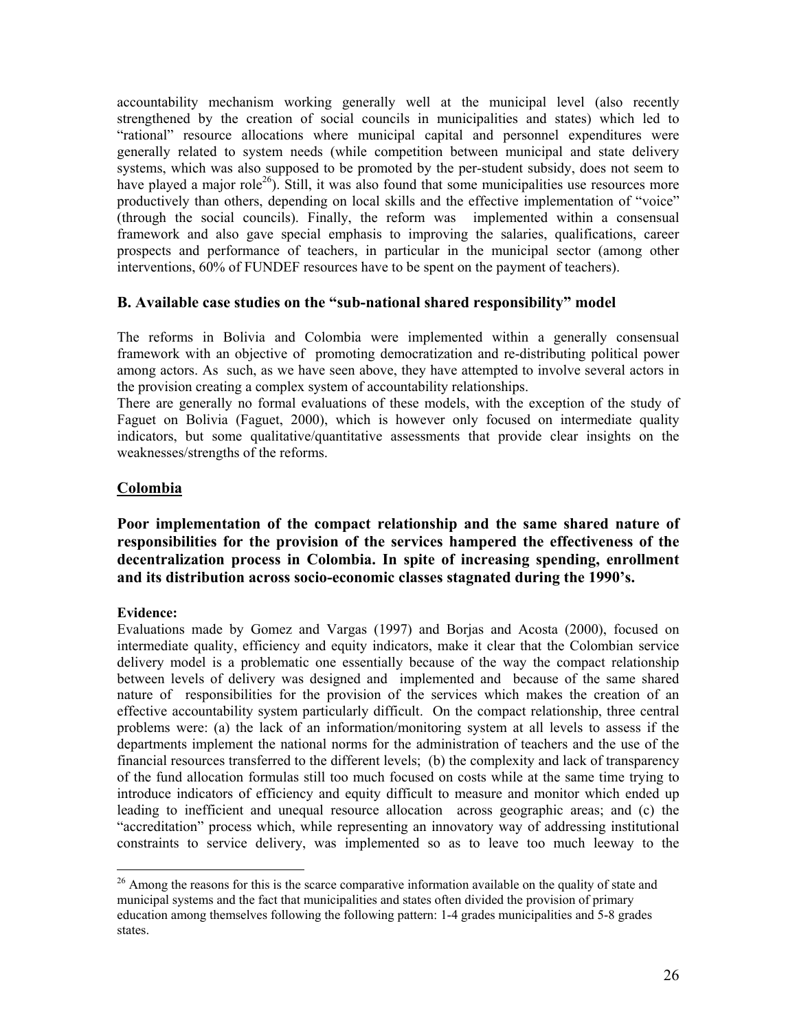accountability mechanism working generally well at the municipal level (also recently strengthened by the creation of social councils in municipalities and states) which led to "rational" resource allocations where municipal capital and personnel expenditures were generally related to system needs (while competition between municipal and state delivery systems, which was also supposed to be promoted by the per-student subsidy, does not seem to have played a major role[26]). Still, it was also found that some municipalities use resources more productively than others, depending on local skills and the effective implementation of "voice" (through the social councils). Finally, the reform was implemented within a consensual framework and also gave special emphasis to improving the salaries, qualifications, career prospects and performance of teachers, in particular in the municipal sector (among other interventions, 60% of FUNDEF resources have to be spent on the payment of teachers).

### B. Available case studies on the "sub-national shared responsibility" model

The reforms in Bolivia and Colombia were implemented within a generally consensual framework with an objective of promoting democratization and re-distributing political power among actors. As such, as we have seen above, they have attempted to involve several actors in the provision creating a complex system of accountability relationships.

There are generally no formal evaluations of these models, with the exception of the study of Faguet on Bolivia (Faguet, 2000), which is however only focused on intermediate quality indicators, but some qualitative/quantitative assessments that provide clear insights on the weaknesses/strengths of the reforms.

#### Colombia

**Poor implementation of the compact relationship and the same shared nature of responsibilities for the provision of the services hampered the effectiveness of the decentralization process in Colombia. In spite of increasing spending, enrollment and its distribution across socio-economic classes stagnated during the 1990's.**

**Evidence:**

Evaluations made by Gomez and Vargas (1997) and Borjas and Acosta (2000), focused on intermediate quality, efficiency and equity indicators, make it clear that the Colombian service delivery model is a problematic one essentially because of the way the compact relationship between levels of delivery was designed and implemented and because of the same shared nature of responsibilities for the provision of the services which makes the creation of an effective accountability system particularly difficult. On the compact relationship, three central problems were: (a) the lack of an information/monitoring system at all levels to assess if the departments implement the national norms for the administration of teachers and the use of the financial resources transferred to the different levels; (b) the complexity and lack of transparency of the fund allocation formulas still too much focused on costs while at the same time trying to introduce indicators of efficiency and equity difficult to measure and monitor which ended up leading to inefficient and unequal resource allocation across geographic areas; and (c) the "accreditation" process which, while representing an innovatory way of addressing institutional constraints to service delivery, was implemented so as to leave too much leeway to the

[26] Among the reasons for this is the scarce comparative information available on the quality of state and municipal systems and the fact that municipalities and states often divided the provision of primary education among themselves following the following pattern: 1-4 grades municipalities and 5-8 grades states.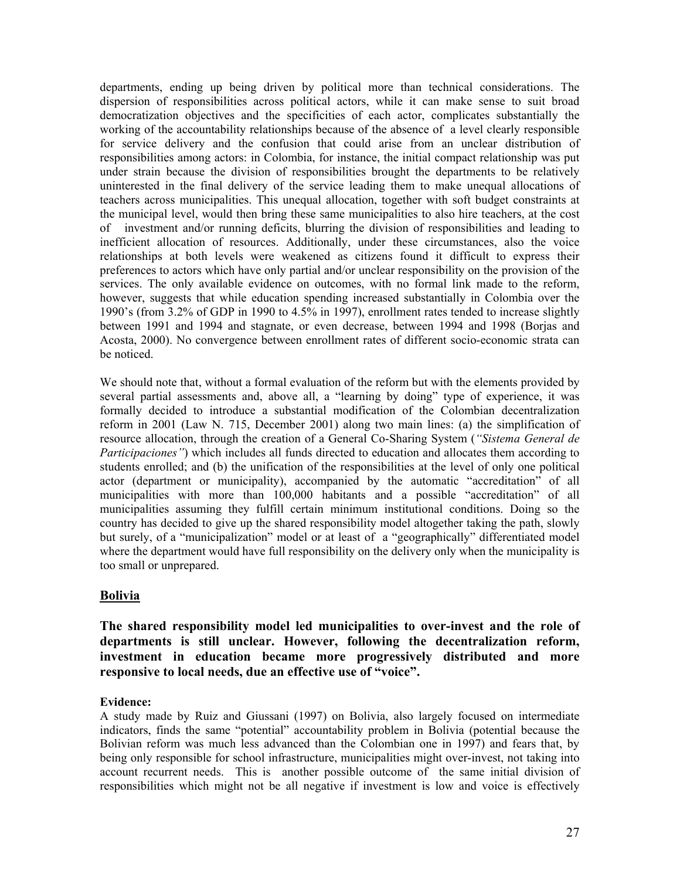departments, ending up being driven by political more than technical considerations. The dispersion of responsibilities across political actors, while it can make sense to suit broad democratization objectives and the specificities of each actor, complicates substantially the working of the accountability relationships because of the absence of a level clearly responsible for service delivery and the confusion that could arise from an unclear distribution of responsibilities among actors: in Colombia, for instance, the initial compact relationship was put under strain because the division of responsibilities brought the departments to be relatively uninterested in the final delivery of the service leading them to make unequal allocations of teachers across municipalities. This unequal allocation, together with soft budget constraints at the municipal level, would then bring these same municipalities to also hire teachers, at the cost of investment and/or running deficits, blurring the division of responsibilities and leading to inefficient allocation of resources. Additionally, under these circumstances, also the voice relationships at both levels were weakened as citizens found it difficult to express their preferences to actors which have only partial and/or unclear responsibility on the provision of the services. The only available evidence on outcomes, with no formal link made to the reform, however, suggests that while education spending increased substantially in Colombia over the 1990's (from 3.2% of GDP in 1990 to 4.5% in 1997), enrollment rates tended to increase slightly between 1991 and 1994 and stagnate, or even decrease, between 1994 and 1998 (Borjas and Acosta, 2000). No convergence between enrollment rates of different socio-economic strata can be noticed.

We should note that, without a formal evaluation of the reform but with the elements provided by several partial assessments and, above all, a "learning by doing" type of experience, it was formally decided to introduce a substantial modification of the Colombian decentralization reform in 2001 (Law N. 715, December 2001) along two main lines: (a) the simplification of resource allocation, through the creation of a General Co-Sharing System (*"Sistema General de Participaciones"*) which includes all funds directed to education and allocates them according to students enrolled; and (b) the unification of the responsibilities at the level of only one political actor (department or municipality), accompanied by the automatic "accreditation" of all municipalities with more than 100,000 habitants and a possible "accreditation" of all municipalities assuming they fulfill certain minimum institutional conditions. Doing so the country has decided to give up the shared responsibility model altogether taking the path, slowly but surely, of a "municipalization" model or at least of a "geographically" differentiated model where the department would have full responsibility on the delivery only when the municipality is too small or unprepared.

## Bolivia

### The shared responsibility model led municipalities to over-invest and the role of departments is still unclear. However, following the decentralization reform, investment in education became more progressively distributed and more responsive to local needs, due an effective use of "voice".

**Evidence:**

A study made by Ruiz and Giussani (1997) on Bolivia, also largely focused on intermediate indicators, finds the same "potential" accountability problem in Bolivia (potential because the Bolivian reform was much less advanced than the Colombian one in 1997) and fears that, by being only responsible for school infrastructure, municipalities might over-invest, not taking into account recurrent needs. This is another possible outcome of the same initial division of responsibilities which might not be all negative if investment is low and voice is effectively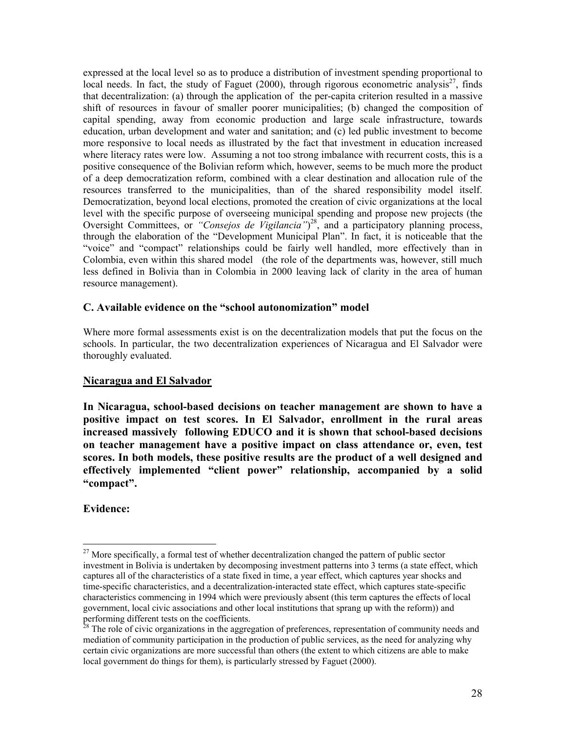expressed at the local level so as to produce a distribution of investment spending proportional to local needs. In fact, the study of Faguet (2000), through rigorous econometric analysis[27], finds that decentralization: (a) through the application of the per-capita criterion resulted in a massive shift of resources in favour of smaller poorer municipalities; (b) changed the composition of capital spending, away from economic production and large scale infrastructure, towards education, urban development and water and sanitation; and (c) led public investment to become more responsive to local needs as illustrated by the fact that investment in education increased where literacy rates were low. Assuming a not too strong imbalance with recurrent costs, this is a positive consequence of the Bolivian reform which, however, seems to be much more the product of a deep democratization reform, combined with a clear destination and allocation rule of the resources transferred to the municipalities, than of the shared responsibility model itself. Democratization, beyond local elections, promoted the creation of civic organizations at the local level with the specific purpose of overseeing municipal spending and propose new projects (the Oversight Committees, or *"Consejos de Vigilancia"*)[28], and a participatory planning process, through the elaboration of the "Development Municipal Plan". In fact, it is noticeable that the "voice" and "compact" relationships could be fairly well handled, more effectively than in Colombia, even within this shared model (the role of the departments was, however, still much less defined in Bolivia than in Colombia in 2000 leaving lack of clarity in the area of human resource management).

### C. Available evidence on the "school autonomization" model

Where more formal assessments exist is on the decentralization models that put the focus on the schools. In particular, the two decentralization experiences of Nicaragua and El Salvador were thoroughly evaluated.

#### Nicaragua and El Salvador

**In Nicaragua, school-based decisions on teacher management are shown to have a positive impact on test scores. In El Salvador, enrollment in the rural areas increased massively following EDUCO and it is shown that school-based decisions on teacher management have a positive impact on class attendance or, even, test scores. In both models, these positive results are the product of a well designed and effectively implemented "client power" relationship, accompanied by a solid "compact".**

**Evidence:**

---

[27] More specifically, a formal test of whether decentralization changed the pattern of public sector investment in Bolivia is undertaken by decomposing investment patterns into 3 terms (a state effect, which captures all of the characteristics of a state fixed in time, a year effect, which captures year shocks and time-specific characteristics, and a decentralization-interacted state effect, which captures state-specific characteristics commencing in 1994 which were previously absent (this term captures the effects of local government, local civic associations and other local institutions that sprang up with the reform)) and performing different tests on the coefficients.

[28] The role of civic organizations in the aggregation of preferences, representation of community needs and mediation of community participation in the production of public services, as the need for analyzing why certain civic organizations are more successful than others (the extent to which citizens are able to make local government do things for them), is particularly stressed by Faguet (2000).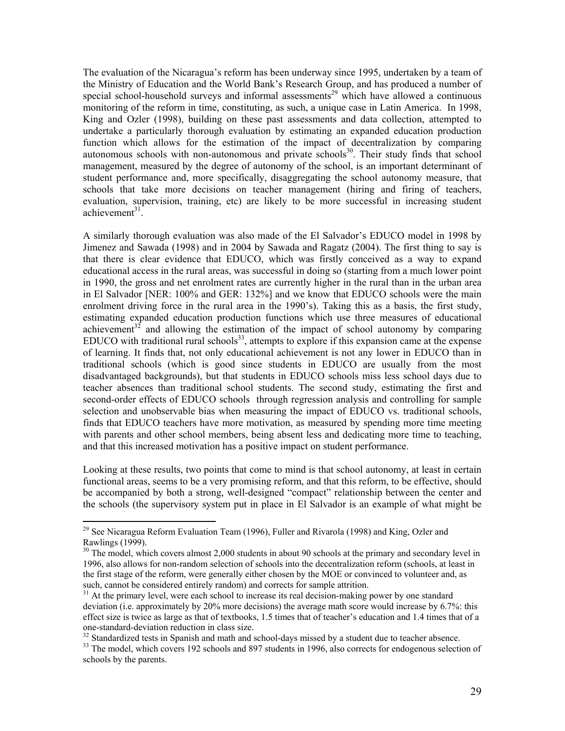The evaluation of the Nicaragua's reform has been underway since 1995, undertaken by a team of the Ministry of Education and the World Bank's Research Group, and has produced a number of special school-household surveys and informal assessments[29] which have allowed a continuous monitoring of the reform in time, constituting, as such, a unique case in Latin America. In 1998, King and Ozler (1998), building on these past assessments and data collection, attempted to undertake a particularly thorough evaluation by estimating an expanded education production function which allows for the estimation of the impact of decentralization by comparing autonomous schools with non-autonomous and private schools[30]. Their study finds that school management, measured by the degree of autonomy of the school, is an important determinant of student performance and, more specifically, disaggregating the school autonomy measure, that schools that take more decisions on teacher management (hiring and firing of teachers, evaluation, supervision, training, etc) are likely to be more successful in increasing student achievement[31].

A similarly thorough evaluation was also made of the El Salvador's EDUCO model in 1998 by Jimenez and Sawada (1998) and in 2004 by Sawada and Ragatz (2004). The first thing to say is that there is clear evidence that EDUCO, which was firstly conceived as a way to expand educational access in the rural areas, was successful in doing so (starting from a much lower point in 1990, the gross and net enrolment rates are currently higher in the rural than in the urban area in El Salvador [NER: 100% and GER: 132%] and we know that EDUCO schools were the main enrolment driving force in the rural area in the 1990's). Taking this as a basis, the first study, estimating expanded education production functions which use three measures of educational achievement[32] and allowing the estimation of the impact of school autonomy by comparing EDUCO with traditional rural schools[33], attempts to explore if this expansion came at the expense of learning. It finds that, not only educational achievement is not any lower in EDUCO than in traditional schools (which is good since students in EDUCO are usually from the most disadvantaged backgrounds), but that students in EDUCO schools miss less school days due to teacher absences than traditional school students. The second study, estimating the first and second-order effects of EDUCO schools through regression analysis and controlling for sample selection and unobservable bias when measuring the impact of EDUCO vs. traditional schools, finds that EDUCO teachers have more motivation, as measured by spending more time meeting with parents and other school members, being absent less and dedicating more time to teaching, and that this increased motivation has a positive impact on student performance.

Looking at these results, two points that come to mind is that school autonomy, at least in certain functional areas, seems to be a very promising reform, and that this reform, to be effective, should be accompanied by both a strong, well-designed "compact" relationship between the center and the schools (the supervisory system put in place in El Salvador is an example of what might be

---

[29] See Nicaragua Reform Evaluation Team (1996), Fuller and Rivarola (1998) and King, Ozler and Rawlings (1999).

[30] The model, which covers almost 2,000 students in about 90 schools at the primary and secondary level in 1996, also allows for non-random selection of schools into the decentralization reform (schools, at least in the first stage of the reform, were generally either chosen by the MOE or convinced to volunteer and, as such, cannot be considered entirely random) and corrects for sample attrition.

[31] At the primary level, were each school to increase its real decision-making power by one standard deviation (i.e. approximately by 20% more decisions) the average math score would increase by 6.7%: this effect size is twice as large as that of textbooks, 1.5 times that of teacher's education and 1.4 times that of a one-standard-deviation reduction in class size.

[32] Standardized tests in Spanish and math and school-days missed by a student due to teacher absence.

[33] The model, which covers 192 schools and 897 students in 1996, also corrects for endogenous selection of schools by the parents.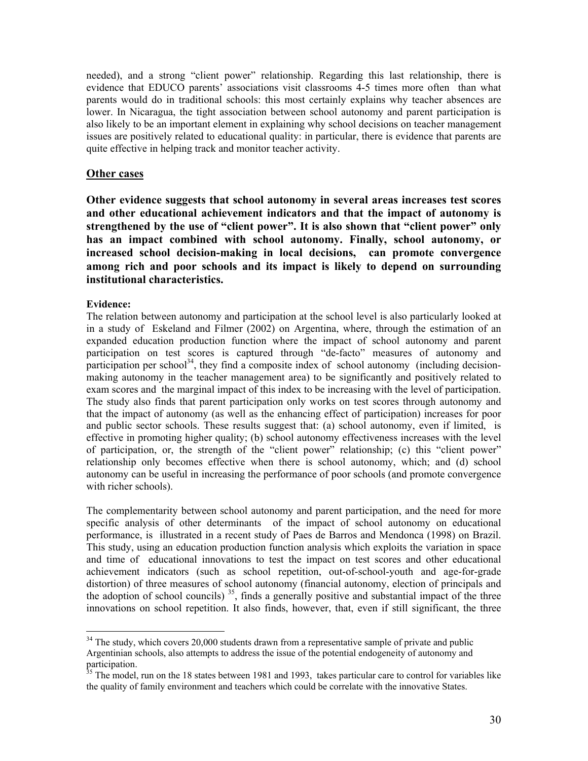needed), and a strong "client power" relationship. Regarding this last relationship, there is evidence that EDUCO parents' associations visit classrooms 4-5 times more often than what parents would do in traditional schools: this most certainly explains why teacher absences are lower. In Nicaragua, the tight association between school autonomy and parent participation is also likely to be an important element in explaining why school decisions on teacher management issues are positively related to educational quality: in particular, there is evidence that parents are quite effective in helping track and monitor teacher activity.

## Other cases

**Other evidence suggests that school autonomy in several areas increases test scores and other educational achievement indicators and that the impact of autonomy is strengthened by the use of "client power". It is also shown that "client power" only has an impact combined with school autonomy. Finally, school autonomy, or increased school decision-making in local decisions, can promote convergence among rich and poor schools and its impact is likely to depend on surrounding institutional characteristics.**

**Evidence:**

The relation between autonomy and participation at the school level is also particularly looked at in a study of Eskeland and Filmer (2002) on Argentina, where, through the estimation of an expanded education production function where the impact of school autonomy and parent participation on test scores is captured through "de-facto" measures of autonomy and participation per school[34], they find a composite index of school autonomy (including decision-making autonomy in the teacher management area) to be significantly and positively related to exam scores and the marginal impact of this index to be increasing with the level of participation. The study also finds that parent participation only works on test scores through autonomy and that the impact of autonomy (as well as the enhancing effect of participation) increases for poor and public sector schools. These results suggest that: (a) school autonomy, even if limited, is effective in promoting higher quality; (b) school autonomy effectiveness increases with the level of participation, or, the strength of the "client power" relationship; (c) this "client power" relationship only becomes effective when there is school autonomy, which; and (d) school autonomy can be useful in increasing the performance of poor schools (and promote convergence with richer schools).

The complementarity between school autonomy and parent participation, and the need for more specific analysis of other determinants of the impact of school autonomy on educational performance, is illustrated in a recent study of Paes de Barros and Mendonca (1998) on Brazil. This study, using an education production function analysis which exploits the variation in space and time of educational innovations to test the impact on test scores and other educational achievement indicators (such as school repetition, out-of-school-youth and age-for-grade distortion) of three measures of school autonomy (financial autonomy, election of principals and the adoption of school councils)[35], finds a generally positive and substantial impact of the three innovations on school repetition. It also finds, however, that, even if still significant, the three

---

[34] The study, which covers 20,000 students drawn from a representative sample of private and public Argentinian schools, also attempts to address the issue of the potential endogeneity of autonomy and participation.

[35] The model, run on the 18 states between 1981 and 1993, takes particular care to control for variables like the quality of family environment and teachers which could be correlate with the innovative States.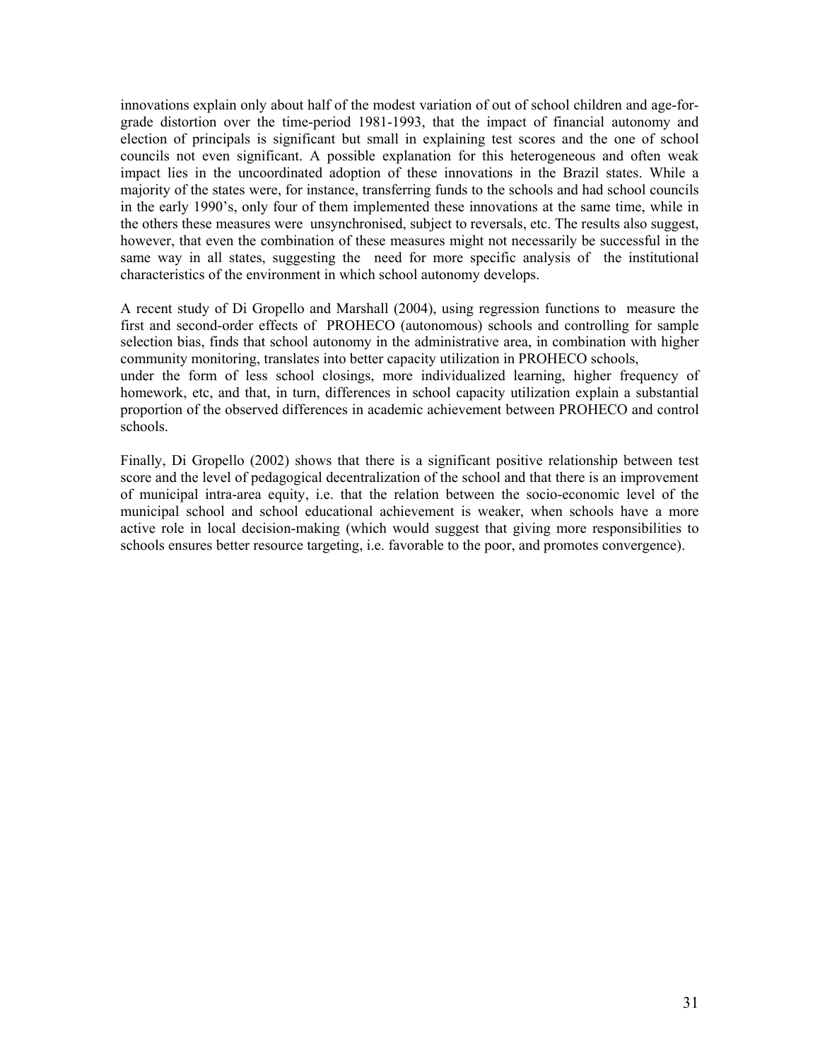innovations explain only about half of the modest variation of out of school children and age-for-grade distortion over the time-period 1981-1993, that the impact of financial autonomy and election of principals is significant but small in explaining test scores and the one of school councils not even significant. A possible explanation for this heterogeneous and often weak impact lies in the uncoordinated adoption of these innovations in the Brazil states. While a majority of the states were, for instance, transferring funds to the schools and had school councils in the early 1990's, only four of them implemented these innovations at the same time, while in the others these measures were unsynchronised, subject to reversals, etc. The results also suggest, however, that even the combination of these measures might not necessarily be successful in the same way in all states, suggesting the need for more specific analysis of the institutional characteristics of the environment in which school autonomy develops.

A recent study of Di Gropello and Marshall (2004), using regression functions to measure the first and second-order effects of PROHECO (autonomous) schools and controlling for sample selection bias, finds that school autonomy in the administrative area, in combination with higher community monitoring, translates into better capacity utilization in PROHECO schools, under the form of less school closings, more individualized learning, higher frequency of homework, etc, and that, in turn, differences in school capacity utilization explain a substantial proportion of the observed differences in academic achievement between PROHECO and control schools.

Finally, Di Gropello (2002) shows that there is a significant positive relationship between test score and the level of pedagogical decentralization of the school and that there is an improvement of municipal intra-area equity, i.e. that the relation between the socio-economic level of the municipal school and school educational achievement is weaker, when schools have a more active role in local decision-making (which would suggest that giving more responsibilities to schools ensures better resource targeting, i.e. favorable to the poor, and promotes convergence).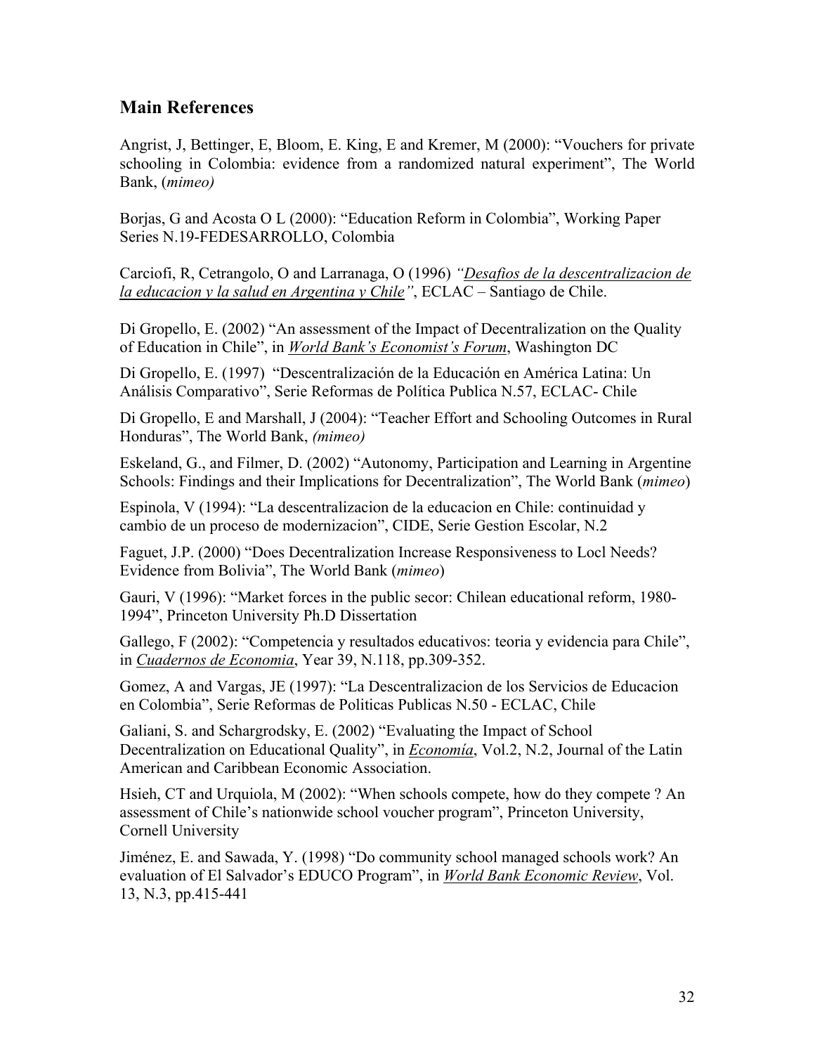## Main References

Angrist, J, Bettinger, E, Bloom, E. King, E and Kremer, M (2000): "Vouchers for private schooling in Colombia: evidence from a randomized natural experiment", The World Bank, (*mimeo)*

Borjas, G and Acosta O L (2000): "Education Reform in Colombia", Working Paper Series N.19-FEDESARROLLO, Colombia

Carciofi, R, Cetrangolo, O and Larranaga, O (1996) *"Desafios de la descentralizacion de la educacion y la salud en Argentina y Chile"*, ECLAC – Santiago de Chile.

Di Gropello, E. (2002) "An assessment of the Impact of Decentralization on the Quality of Education in Chile", in *World Bank's Economist's Forum*, Washington DC

Di Gropello, E. (1997) "Descentralización de la Educación en América Latina: Un Análisis Comparativo", Serie Reformas de Política Publica N.57, ECLAC- Chile

Di Gropello, E and Marshall, J (2004): "Teacher Effort and Schooling Outcomes in Rural Honduras", The World Bank, *(mimeo)*

Eskeland, G., and Filmer, D. (2002) "Autonomy, Participation and Learning in Argentine Schools: Findings and their Implications for Decentralization", The World Bank (*mimeo*)

Espinola, V (1994): "La descentralizacion de la educacion en Chile: continuidad y cambio de un proceso de modernizacion", CIDE, Serie Gestion Escolar, N.2

Faguet, J.P. (2000) "Does Decentralization Increase Responsiveness to Locl Needs? Evidence from Bolivia", The World Bank (*mimeo*)

Gauri, V (1996): "Market forces in the public secor: Chilean educational reform, 1980-1994", Princeton University Ph.D Dissertation

Gallego, F (2002): "Competencia y resultados educativos: teoria y evidencia para Chile", in *Cuadernos de Economia*, Year 39, N.118, pp.309-352.

Gomez, A and Vargas, JE (1997): "La Descentralizacion de los Servicios de Educacion en Colombia", Serie Reformas de Politicas Publicas N.50 - ECLAC, Chile

Galiani, S. and Schargrodsky, E. (2002) "Evaluating the Impact of School Decentralization on Educational Quality", in *Economía*, Vol.2, N.2, Journal of the Latin American and Caribbean Economic Association.

Hsieh, CT and Urquiola, M (2002): "When schools compete, how do they compete ? An assessment of Chile's nationwide school voucher program", Princeton University, Cornell University

Jiménez, E. and Sawada, Y. (1998) "Do community school managed schools work? An evaluation of El Salvador's EDUCO Program", in *World Bank Economic Review*, Vol. 13, N.3, pp.415-441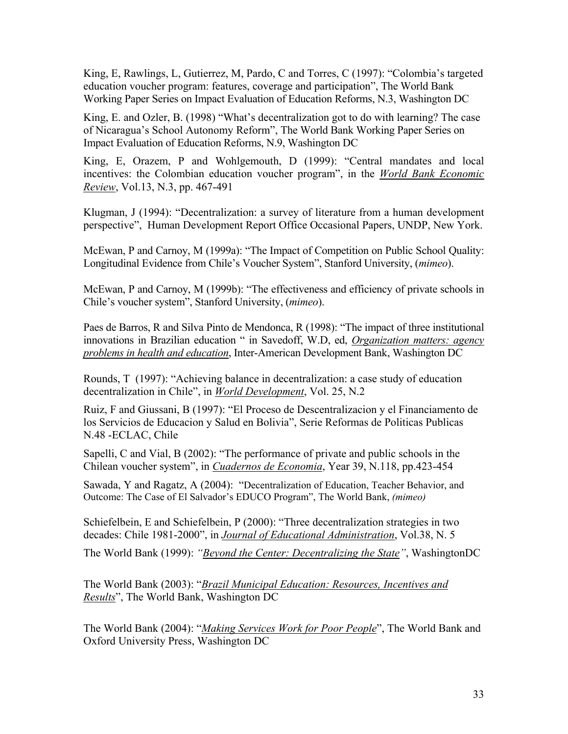King, E, Rawlings, L, Gutierrez, M, Pardo, C and Torres, C (1997): "Colombia's targeted education voucher program: features, coverage and participation", The World Bank Working Paper Series on Impact Evaluation of Education Reforms, N.3, Washington DC

King, E. and Ozler, B. (1998) "What's decentralization got to do with learning? The case of Nicaragua's School Autonomy Reform", The World Bank Working Paper Series on Impact Evaluation of Education Reforms, N.9, Washington DC

King, E, Orazem, P and Wohlgemouth, D (1999): "Central mandates and local incentives: the Colombian education voucher program", in the *World Bank Economic Review*, Vol.13, N.3, pp. 467-491

Klugman, J (1994): "Decentralization: a survey of literature from a human development perspective", Human Development Report Office Occasional Papers, UNDP, New York.

McEwan, P and Carnoy, M (1999a): "The Impact of Competition on Public School Quality: Longitudinal Evidence from Chile's Voucher System", Stanford University, (*mimeo*).

McEwan, P and Carnoy, M (1999b): "The effectiveness and efficiency of private schools in Chile's voucher system", Stanford University, (*mimeo*).

Paes de Barros, R and Silva Pinto de Mendonca, R (1998): "The impact of three institutional innovations in Brazilian education " in Savedoff, W.D, ed, *Organization matters: agency problems in health and education*, Inter-American Development Bank, Washington DC

Rounds, T (1997): "Achieving balance in decentralization: a case study of education decentralization in Chile", in *World Development*, Vol. 25, N.2

Ruiz, F and Giussani, B (1997): "El Proceso de Descentralizacion y el Financiamento de los Servicios de Educacion y Salud en Bolivia", Serie Reformas de Politicas Publicas N.48 -ECLAC, Chile

Sapelli, C and Vial, B (2002): "The performance of private and public schools in the Chilean voucher system", in *Cuadernos de Economia*, Year 39, N.118, pp.423-454

Sawada, Y and Ragatz, A (2004): "Decentralization of Education, Teacher Behavior, and Outcome: The Case of El Salvador's EDUCO Program", The World Bank, *(mimeo)*

Schiefelbein, E and Schiefelbein, P (2000): "Three decentralization strategies in two decades: Chile 1981-2000", in *Journal of Educational Administration*, Vol.38, N. 5

The World Bank (1999): *"Beyond the Center: Decentralizing the State"*, WashingtonDC

The World Bank (2003): "*Brazil Municipal Education: Resources, Incentives and Results*", The World Bank, Washington DC

The World Bank (2004): "*Making Services Work for Poor People*", The World Bank and Oxford University Press, Washington DC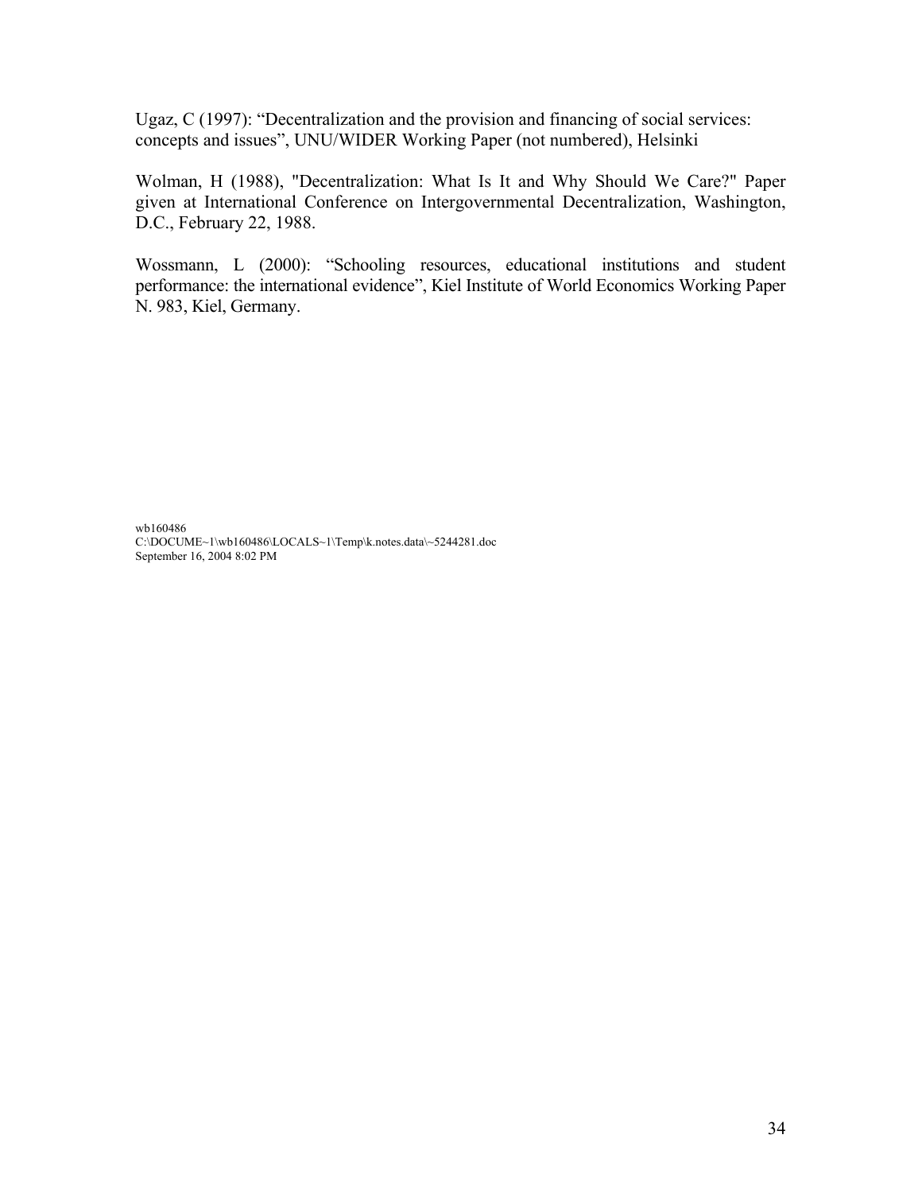Ugaz, C (1997): "Decentralization and the provision and financing of social services: concepts and issues", UNU/WIDER Working Paper (not numbered), Helsinki

Wolman, H (1988), "Decentralization: What Is It and Why Should We Care?" Paper given at International Conference on Intergovernmental Decentralization, Washington, D.C., February 22, 1988.

Wossmann, L (2000): "Schooling resources, educational institutions and student performance: the international evidence", Kiel Institute of World Economics Working Paper N. 983, Kiel, Germany.

wb160486
C:\DOCUME~1\wb160486\LOCALS~1\Temp\k.notes.data\~5244281.doc
September 16, 2004 8:02 PM